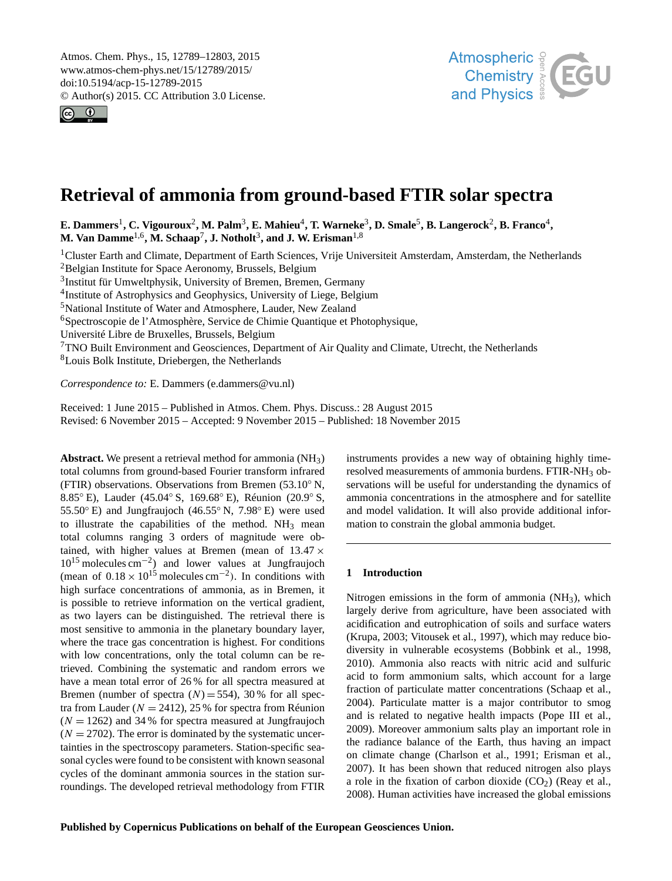# Retrieval of ammonia from ground-based FTIR solar spectra

**E. Dammers[1], C. Vigouroux[2], M. Palm[3], E. Mahieu[4], T. Warneke[3], D. Smale[5], B. Langerock[2], B. Franco[4], M. Van Damme[1,6], M. Schaap[7], J. Notholt[3], and J. W. Erisman[1,8]**

[1]Cluster Earth and Climate, Department of Earth Sciences, Vrije Universiteit Amsterdam, Amsterdam, the Netherlands
[2]Belgian Institute for Space Aeronomy, Brussels, Belgium
[3]Institut für Umweltphysik, University of Bremen, Bremen, Germany
[4]Institute of Astrophysics and Geophysics, University of Liege, Belgium
[5]National Institute of Water and Atmosphere, Lauder, New Zealand
[6]Spectroscopie de l'Atmosphère, Service de Chimie Quantique et Photophysique, Université Libre de Bruxelles, Brussels, Belgium
[7]TNO Built Environment and Geosciences, Department of Air Quality and Climate, Utrecht, the Netherlands
[8]Louis Bolk Institute, Driebergen, the Netherlands

*Correspondence to:* E. Dammers (e.dammers@vu.nl)

Received: 1 June 2015 – Published in Atmos. Chem. Phys. Discuss.: 28 August 2015
Revised: 6 November 2015 – Accepted: 9 November 2015 – Published: 18 November 2015

**Abstract.** We present a retrieval method for ammonia ($NH_3$) total columns from ground-based Fourier transform infrared (FTIR) observations. Observations from Bremen (53.10° N, 8.85° E), Lauder (45.04° S, 169.68° E), Réunion (20.9° S, 55.50° E) and Jungfraujoch (46.55° N, 7.98° E) were used to illustrate the capabilities of the method. $NH_3$ mean total columns ranging 3 orders of magnitude were obtained, with higher values at Bremen (mean of $13.47 \times 10^{15}$ molecules cm$^{-2}$) and lower values at Jungfraujoch (mean of $0.18 \times 10^{15}$ molecules cm$^{-2}$). In conditions with high surface concentrations of ammonia, as in Bremen, it is possible to retrieve information on the vertical gradient, as two layers can be distinguished. The retrieval there is most sensitive to ammonia in the planetary boundary layer, where the trace gas concentration is highest. For conditions with low concentrations, only the total column can be retrieved. Combining the systematic and random errors we have a mean total error of 26 % for all spectra measured at Bremen (number of spectra $(N) = 554$), 30 % for all spectra from Lauder ($N = 2412$), 25 % for spectra from Réunion ($N = 1262$) and 34 % for spectra measured at Jungfraujoch ($N = 2702$). The error is dominated by the systematic uncertainties in the spectroscopy parameters. Station-specific seasonal cycles were found to be consistent with known seasonal cycles of the dominant ammonia sources in the station surroundings. The developed retrieval methodology from FTIR instruments provides a new way of obtaining highly time-resolved measurements of ammonia burdens. FTIR-$NH_3$ observations will be useful for understanding the dynamics of ammonia concentrations in the atmosphere and for satellite and model validation. It will also provide additional information to constrain the global ammonia budget.

## 1 Introduction

Nitrogen emissions in the form of ammonia ($NH_3$), which largely derive from agriculture, have been associated with acidification and eutrophication of soils and surface waters (Krupa, 2003; Vitousek et al., 1997), which may reduce biodiversity in vulnerable ecosystems (Bobbink et al., 1998, 2010). Ammonia also reacts with nitric acid and sulfuric acid to form ammonium salts, which account for a large fraction of particulate matter concentrations (Schaap et al., 2004). Particulate matter is a major contributor to smog and is related to negative health impacts (Pope III et al., 2009). Moreover ammonium salts play an important role in the radiance balance of the Earth, thus having an impact on climate change (Charlson et al., 1991; Erisman et al., 2007). It has been shown that reduced nitrogen also plays a role in the fixation of carbon dioxide ($CO_2$) (Reay et al., 2008). Human activities have increased the global emissions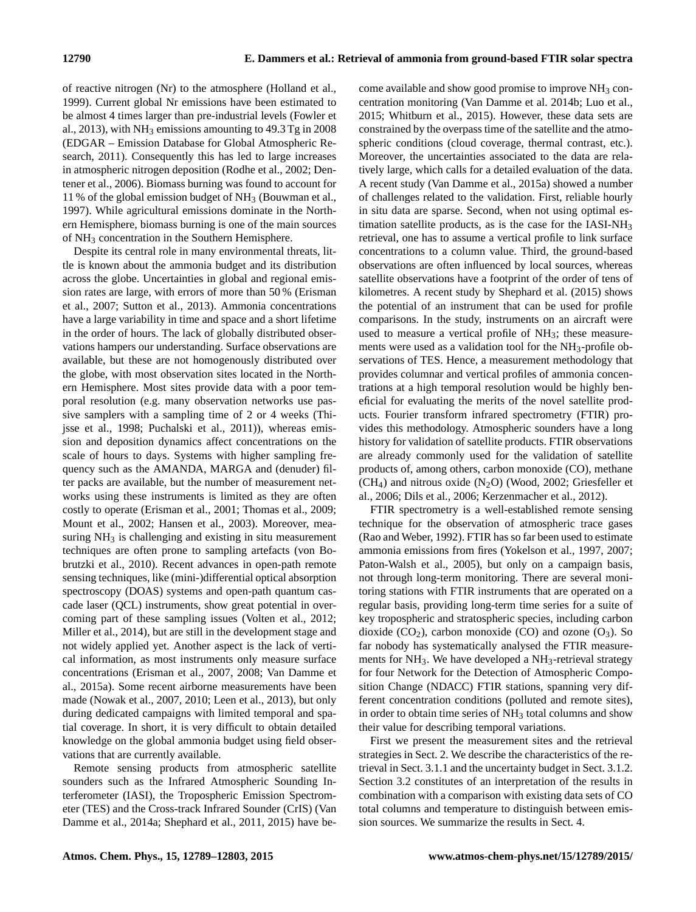of reactive nitrogen (Nr) to the atmosphere (Holland et al., 1999). Current global Nr emissions have been estimated to be almost 4 times larger than pre-industrial levels (Fowler et al., 2013), with $NH_3$ emissions amounting to 49.3 Tg in 2008 (EDGAR – Emission Database for Global Atmospheric Research, 2011). Consequently this has led to large increases in atmospheric nitrogen deposition (Rodhe et al., 2002; Dentener et al., 2006). Biomass burning was found to account for 11 % of the global emission budget of $NH_3$ (Bouwman et al., 1997). While agricultural emissions dominate in the Northern Hemisphere, biomass burning is one of the main sources of $NH_3$ concentration in the Southern Hemisphere.

Despite its central role in many environmental threats, little is known about the ammonia budget and its distribution across the globe. Uncertainties in global and regional emission rates are large, with errors of more than 50 % (Erisman et al., 2007; Sutton et al., 2013). Ammonia concentrations have a large variability in time and space and a short lifetime in the order of hours. The lack of globally distributed observations hampers our understanding. Surface observations are available, but these are not homogenously distributed over the globe, with most observation sites located in the Northern Hemisphere. Most sites provide data with a poor temporal resolution (e.g. many observation networks use passive samplers with a sampling time of 2 or 4 weeks (Thijsse et al., 1998; Puchalski et al., 2011)), whereas emission and deposition dynamics affect concentrations on the scale of hours to days. Systems with higher sampling frequency such as the AMANDA, MARGA and (denuder) filter packs are available, but the number of measurement networks using these instruments is limited as they are often costly to operate (Erisman et al., 2001; Thomas et al., 2009; Mount et al., 2002; Hansen et al., 2003). Moreover, measuring $NH_3$ is challenging and existing in situ measurement techniques are often prone to sampling artefacts (von Bobrutzki et al., 2010). Recent advances in open-path remote sensing techniques, like (mini-)differential optical absorption spectroscopy (DOAS) systems and open-path quantum cascade laser (QCL) instruments, show great potential in overcoming part of these sampling issues (Volten et al., 2012; Miller et al., 2014), but are still in the development stage and not widely applied yet. Another aspect is the lack of vertical information, as most instruments only measure surface concentrations (Erisman et al., 2007, 2008; Van Damme et al., 2015a). Some recent airborne measurements have been made (Nowak et al., 2007, 2010; Leen et al., 2013), but only during dedicated campaigns with limited temporal and spatial coverage. In short, it is very difficult to obtain detailed knowledge on the global ammonia budget using field observations that are currently available.

Remote sensing products from atmospheric satellite sounders such as the Infrared Atmospheric Sounding Interferometer (IASI), the Tropospheric Emission Spectrometer (TES) and the Cross-track Infrared Sounder (CrIS) (Van Damme et al., 2014a; Shephard et al., 2011, 2015) have become available and show good promise to improve $NH_3$ concentration monitoring (Van Damme et al. 2014b; Luo et al., 2015; Whitburn et al., 2015). However, these data sets are constrained by the overpass time of the satellite and the atmospheric conditions (cloud coverage, thermal contrast, etc.). Moreover, the uncertainties associated to the data are relatively large, which calls for a detailed evaluation of the data. A recent study (Van Damme et al., 2015a) showed a number of challenges related to the validation. First, reliable hourly in situ data are sparse. Second, when not using optimal estimation satellite products, as is the case for the IASI-$NH_3$ retrieval, one has to assume a vertical profile to link surface concentrations to a column value. Third, the ground-based observations are often influenced by local sources, whereas satellite observations have a footprint of the order of tens of kilometres. A recent study by Shephard et al. (2015) shows the potential of an instrument that can be used for profile comparisons. In the study, instruments on an aircraft were used to measure a vertical profile of $NH_3$; these measurements were used as a validation tool for the $NH_3$-profile observations of TES. Hence, a measurement methodology that provides columnar and vertical profiles of ammonia concentrations at a high temporal resolution would be highly beneficial for evaluating the merits of the novel satellite products. Fourier transform infrared spectrometry (FTIR) provides this methodology. Atmospheric sounders have a long history for validation of satellite products. FTIR observations are already commonly used for the validation of satellite products of, among others, carbon monoxide (CO), methane ($CH_4$) and nitrous oxide ($N_2O$) (Wood, 2002; Griesfeller et al., 2006; Dils et al., 2006; Kerzenmacher et al., 2012).

FTIR spectrometry is a well-established remote sensing technique for the observation of atmospheric trace gases (Rao and Weber, 1992). FTIR has so far been used to estimate ammonia emissions from fires (Yokelson et al., 1997, 2007; Paton-Walsh et al., 2005), but only on a campaign basis, not through long-term monitoring. There are several monitoring stations with FTIR instruments that are operated on a regular basis, providing long-term time series for a suite of key tropospheric and stratospheric species, including carbon dioxide ($CO_2$), carbon monoxide (CO) and ozone ($O_3$). So far nobody has systematically analysed the FTIR measurements for $NH_3$. We have developed a $NH_3$-retrieval strategy for four Network for the Detection of Atmospheric Composition Change (NDACC) FTIR stations, spanning very different concentration conditions (polluted and remote sites), in order to obtain time series of $NH_3$ total columns and show their value for describing temporal variations.

First we present the measurement sites and the retrieval strategies in Sect. 2. We describe the characteristics of the retrieval in Sect. 3.1.1 and the uncertainty budget in Sect. 3.1.2. Section 3.2 constitutes of an interpretation of the results in combination with a comparison with existing data sets of CO total columns and temperature to distinguish between emission sources. We summarize the results in Sect. 4.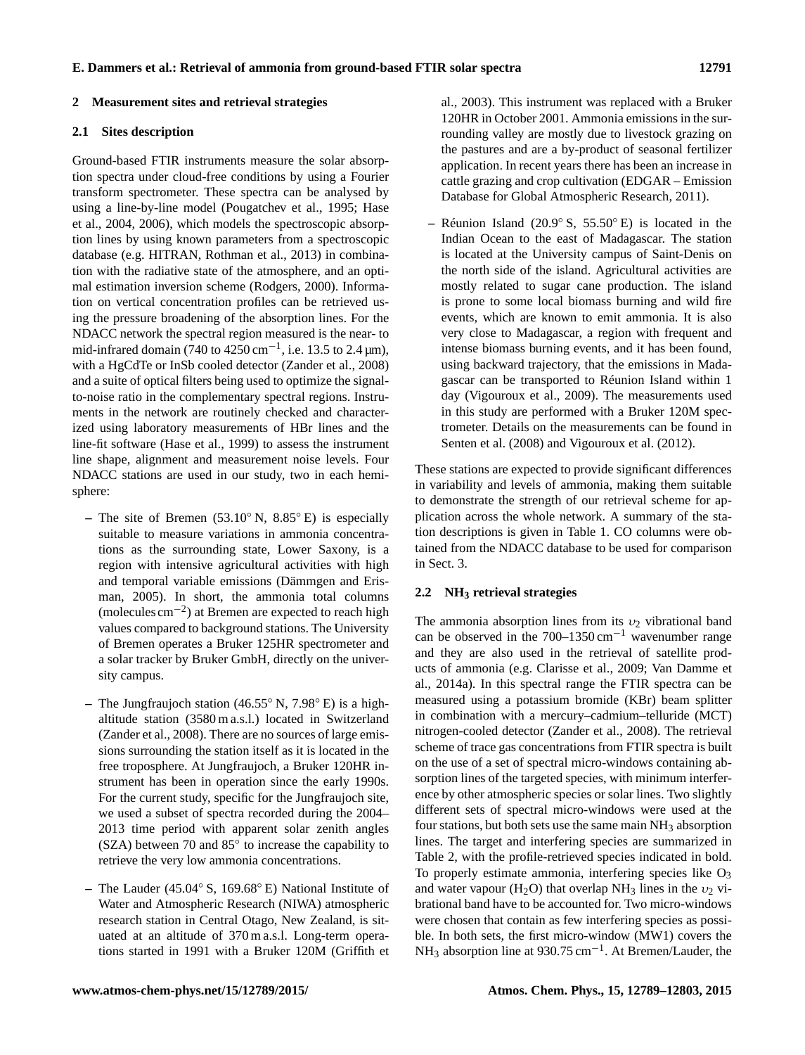## 2 Measurement sites and retrieval strategies

### 2.1 Sites description

Ground-based FTIR instruments measure the solar absorption spectra under cloud-free conditions by using a Fourier transform spectrometer. These spectra can be analysed by using a line-by-line model (Pougatchev et al., 1995; Hase et al., 2004, 2006), which models the spectroscopic absorption lines by using known parameters from a spectroscopic database (e.g. HITRAN, Rothman et al., 2013) in combination with the radiative state of the atmosphere, and an optimal estimation inversion scheme (Rodgers, 2000). Information on vertical concentration profiles can be retrieved using the pressure broadening of the absorption lines. For the NDACC network the spectral region measured is the near- to mid-infrared domain (740 to 4250 $cm^{-1}$, i.e. 13.5 to 2.4 µm), with a HgCdTe or InSb cooled detector (Zander et al., 2008) and a suite of optical filters being used to optimize the signal-to-noise ratio in the complementary spectral regions. Instruments in the network are routinely checked and characterized using laboratory measurements of HBr lines and the line-fit software (Hase et al., 1999) to assess the instrument line shape, alignment and measurement noise levels. Four NDACC stations are used in our study, two in each hemisphere:

- The site of Bremen (53.10° N, 8.85° E) is especially suitable to measure variations in ammonia concentrations as the surrounding state, Lower Saxony, is a region with intensive agricultural activities with high and temporal variable emissions (Dämmgen and Erisman, 2005). In short, the ammonia total columns (molecules $cm^{-2}$) at Bremen are expected to reach high values compared to background stations. The University of Bremen operates a Bruker 125HR spectrometer and a solar tracker by Bruker GmbH, directly on the university campus.

- The Jungfraujoch station (46.55° N, 7.98° E) is a high-altitude station (3580 m a.s.l.) located in Switzerland (Zander et al., 2008). There are no sources of large emissions surrounding the station itself as it is located in the free troposphere. At Jungfraujoch, a Bruker 120HR instrument has been in operation since the early 1990s. For the current study, specific for the Jungfraujoch site, we used a subset of spectra recorded during the 2004–2013 time period with apparent solar zenith angles (SZA) between 70 and 85° to increase the capability to retrieve the very low ammonia concentrations.

- The Lauder (45.04° S, 169.68° E) National Institute of Water and Atmospheric Research (NIWA) atmospheric research station in Central Otago, New Zealand, is situated at an altitude of 370 m a.s.l. Long-term operations started in 1991 with a Bruker 120M (Griffith et al., 2003). This instrument was replaced with a Bruker 120HR in October 2001. Ammonia emissions in the surrounding valley are mostly due to livestock grazing on the pastures and are a by-product of seasonal fertilizer application. In recent years there has been an increase in cattle grazing and crop cultivation (EDGAR – Emission Database for Global Atmospheric Research, 2011).

- Réunion Island (20.9° S, 55.50° E) is located in the Indian Ocean to the east of Madagascar. The station is located at the University campus of Saint-Denis on the north side of the island. Agricultural activities are mostly related to sugar cane production. The island is prone to some local biomass burning and wild fire events, which are known to emit ammonia. It is also very close to Madagascar, a region with frequent and intense biomass burning events, and it has been found, using backward trajectory, that the emissions in Madagascar can be transported to Réunion Island within 1 day (Vigouroux et al., 2009). The measurements used in this study are performed with a Bruker 120M spectrometer. Details on the measurements can be found in Senten et al. (2008) and Vigouroux et al. (2012).

These stations are expected to provide significant differences in variability and levels of ammonia, making them suitable to demonstrate the strength of our retrieval scheme for application across the whole network. A summary of the station descriptions is given in Table 1. CO columns were obtained from the NDACC database to be used for comparison in Sect. 3.

### 2.2 $NH_3$ retrieval strategies

The ammonia absorption lines from its $\upsilon_2$ vibrational band can be observed in the 700–1350 $cm^{-1}$ wavenumber range and they are also used in the retrieval of satellite products of ammonia (e.g. Clarisse et al., 2009; Van Damme et al., 2014a). In this spectral range the FTIR spectra can be measured using a potassium bromide (KBr) beam splitter in combination with a mercury–cadmium–telluride (MCT) nitrogen-cooled detector (Zander et al., 2008). The retrieval scheme of trace gas concentrations from FTIR spectra is built on the use of a set of spectral micro-windows containing absorption lines of the targeted species, with minimum interference by other atmospheric species or solar lines. Two slightly different sets of spectral micro-windows were used at the four stations, but both sets use the same main $NH_3$ absorption lines. The target and interfering species are summarized in Table 2, with the profile-retrieved species indicated in bold. To properly estimate ammonia, interfering species like $O_3$ and water vapour ($H_2O$) that overlap $NH_3$ lines in the $\upsilon_2$ vibrational band have to be accounted for. Two micro-windows were chosen that contain as few interfering species as possible. In both sets, the first micro-window (MW1) covers the $NH_3$ absorption line at 930.75 $cm^{-1}$. At Bremen/Lauder, the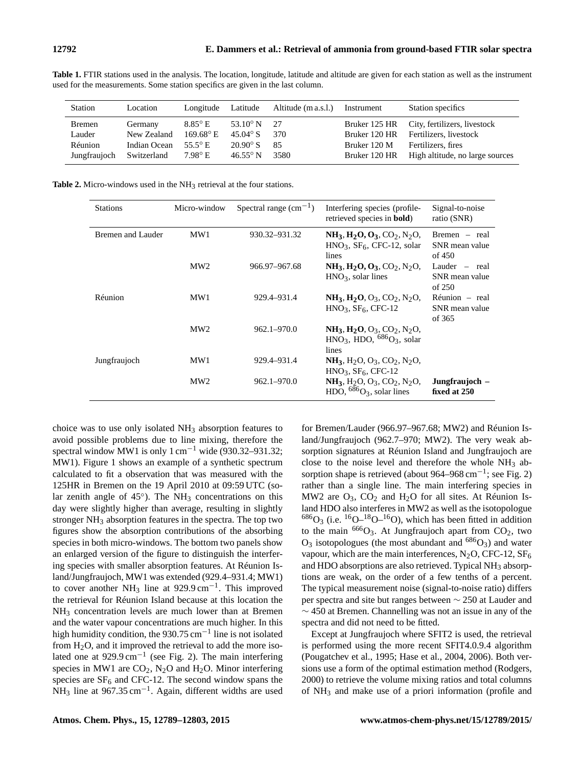**Table 1.** FTIR stations used in the analysis. The location, longitude, latitude and altitude are given for each station as well as the instrument used for the measurements. Some station specifics are given in the last column.

| Station | Location | Longitude | Latitude | Altitude (m a.s.l.) | Instrument | Station specifics |
|---|---|---|---|---|---|---|
| Bremen | Germany | 8.85° E | 53.10° N | 27 | Bruker 125 HR | City, fertilizers, livestock |
| Lauder | New Zealand | 169.68° E | 45.04° S | 370 | Bruker 120 HR | Fertilizers, livestock |
| Réunion | Indian Ocean | 55.5° E | 20.90° S | 85 | Bruker 120 M | Fertilizers, fires |
| Jungfraujoch | Switzerland | 7.98° E | 46.55° N | 3580 | Bruker 120 HR | High altitude, no large sources |

**Table 2.** Micro-windows used in the $NH_3$ retrieval at the four stations.

| Stations | Micro-window | Spectral range ($cm^{-1}$) | Interfering species (profile-retrieved species in **bold**) | Signal-to-noise ratio (SNR) |
|---|---|---|---|---|
| Bremen and Lauder | MW1 | 930.32–931.32 | **$NH_3$, $H_2O$, $O_3$**, $CO_2$, $N_2O$, $HNO_3$, $SF_6$, CFC-12, solar lines | Bremen – real SNR mean value of 450 |
| | MW2 | 966.97–967.68 | **$NH_3$, $H_2O$, $O_3$**, $CO_2$, $N_2O$, $HNO_3$, solar lines | Lauder – real SNR mean value of 250 |
| Réunion | MW1 | 929.4–931.4 | **$NH_3$, $H_2O$**, $O_3$, $CO_2$, $N_2O$, $HNO_3$, $SF_6$, CFC-12 | Réunion – real SNR mean value of 365 |
| | MW2 | 962.1–970.0 | **$NH_3$, $H_2O$**, $O_3$, $CO_2$, $N_2O$, $HNO_3$, HDO, $^{686}O_3$, solar lines | |
| Jungfraujoch | MW1 | 929.4–931.4 | **$NH_3$**, $H_2O$, $O_3$, $CO_2$, $N_2O$, $HNO_3$, $SF_6$, CFC-12 | |
| | MW2 | 962.1–970.0 | **$NH_3$**, $H_2O$, $O_3$, $CO_2$, $N_2O$, HDO, $^{686}O_3$, solar lines | **Jungfraujoch – fixed at 250** |

choice was to use only isolated $NH_3$ absorption features to avoid possible problems due to line mixing, therefore the spectral window MW1 is only 1 $cm^{-1}$ wide (930.32–931.32; MW1). Figure 1 shows an example of a synthetic spectrum calculated to fit a observation that was measured with the 125HR in Bremen on the 19 April 2010 at 09:59 UTC (solar zenith angle of 45°). The $NH_3$ concentrations on this day were slightly higher than average, resulting in slightly stronger $NH_3$ absorption features in the spectra. The top two figures show the absorption contributions of the absorbing species in both micro-windows. The bottom two panels show an enlarged version of the figure to distinguish the interfering species with smaller absorption features. At Réunion Island/Jungfraujoch, MW1 was extended (929.4–931.4; MW1) to cover another $NH_3$ line at 929.9 $cm^{-1}$. This improved the retrieval for Réunion Island because at this location the $NH_3$ concentration levels are much lower than at Bremen and the water vapour concentrations are much higher. In this high humidity condition, the 930.75 $cm^{-1}$ line is not isolated from $H_2O$, and it improved the retrieval to add the more isolated one at 929.9 $cm^{-1}$ (see Fig. 2). The main interfering species in MW1 are $CO_2$, $N_2O$ and $H_2O$. Minor interfering species are $SF_6$ and CFC-12. The second window spans the $NH_3$ line at 967.35 $cm^{-1}$. Again, different widths are used for Bremen/Lauder (966.97–967.68; MW2) and Réunion Island/Jungfraujoch (962.7–970; MW2). The very weak absorption signatures at Réunion Island and Jungfraujoch are close to the noise level and therefore the whole $NH_3$ absorption shape is retrieved (about 964–968 $cm^{-1}$; see Fig. 2) rather than a single line. The main interfering species in MW2 are $O_3$, $CO_2$ and $H_2O$ for all sites. At Réunion Island HDO also interferes in MW2 as well as the isotopologue $^{686}O_3$ (i.e. $^{16}O$–$^{18}O$–$^{16}O$), which has been fitted in addition to the main $^{666}O_3$. At Jungfraujoch apart from $CO_2$, two $O_3$ isotopologues (the most abundant and $^{686}O_3$) and water vapour, which are the main interferences, $N_2O$, CFC-12, $SF_6$ and HDO absorptions are also retrieved. Typical $NH_3$ absorptions are weak, on the order of a few tenths of a percent. The typical measurement noise (signal-to-noise ratio) differs per spectra and site but ranges between ∼ 250 at Lauder and ∼ 450 at Bremen. Channelling was not an issue in any of the spectra and did not need to be fitted.

Except at Jungfraujoch where SFIT2 is used, the retrieval is performed using the more recent SFIT4.0.9.4 algorithm (Pougatchev et al., 1995; Hase et al., 2004, 2006). Both versions use a form of the optimal estimation method (Rodgers, 2000) to retrieve the volume mixing ratios and total columns of $NH_3$ and make use of a priori information (profile and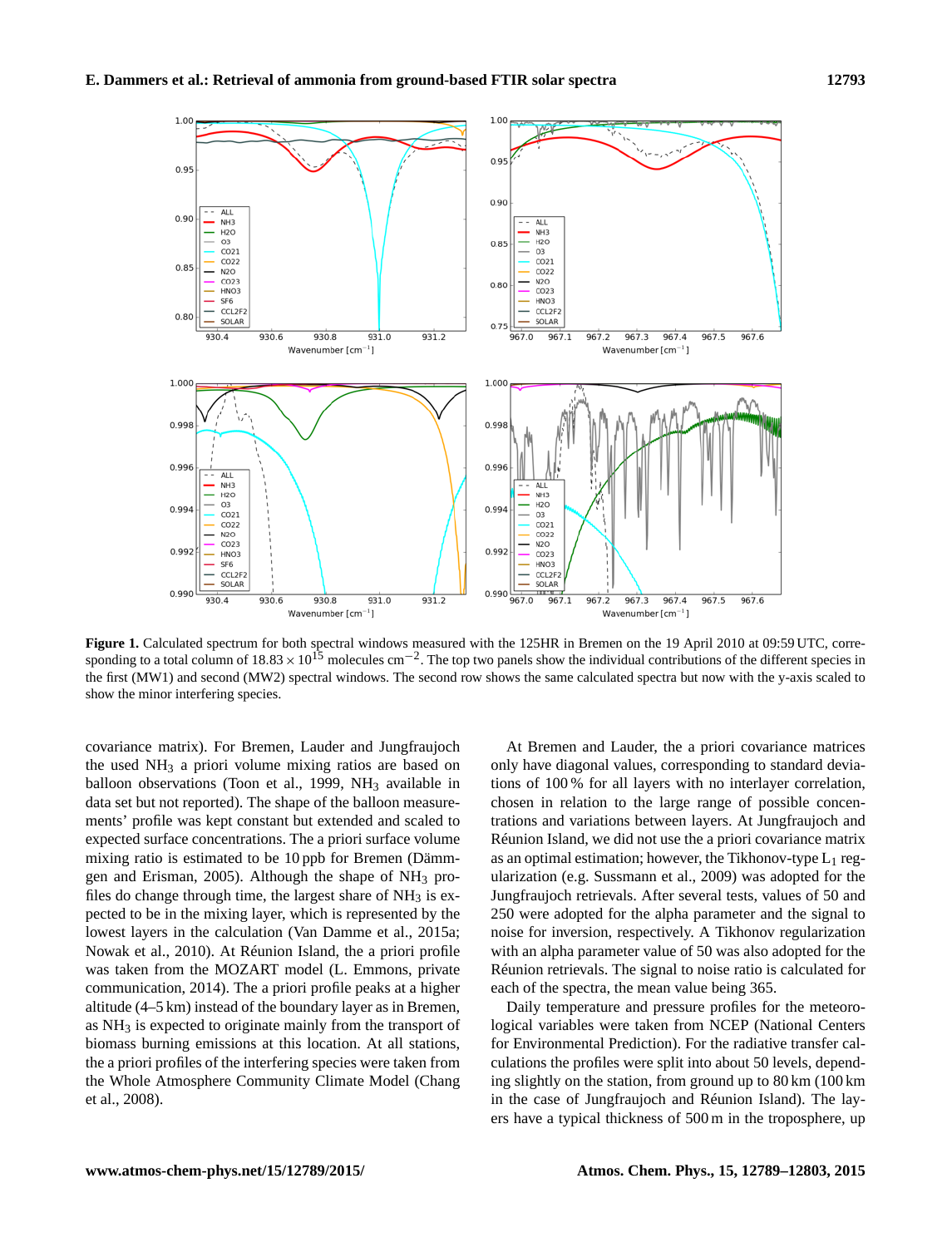**Figure 1.** Calculated spectrum for both spectral windows measured with the 125HR in Bremen on the 19 April 2010 at 09:59 UTC, corresponding to a total column of $18.83 \times 10^{15}$ molecules cm$^{-2}$. The top two panels show the individual contributions of the different species in the first (MW1) and second (MW2) spectral windows. The second row shows the same calculated spectra but now with the y-axis scaled to show the minor interfering species.

covariance matrix). For Bremen, Lauder and Jungfraujoch the used $NH_3$ a priori volume mixing ratios are based on balloon observations (Toon et al., 1999, $NH_3$ available in data set but not reported). The shape of the balloon measurements' profile was kept constant but extended and scaled to expected surface concentrations. The a priori surface volume mixing ratio is estimated to be 10 ppb for Bremen (Dämmgen and Erisman, 2005). Although the shape of $NH_3$ profiles do change through time, the largest share of $NH_3$ is expected to be in the mixing layer, which is represented by the lowest layers in the calculation (Van Damme et al., 2015a; Nowak et al., 2010). At Réunion Island, the a priori profile was taken from the MOZART model (L. Emmons, private communication, 2014). The a priori profile peaks at a higher altitude (4–5 km) instead of the boundary layer as in Bremen, as $NH_3$ is expected to originate mainly from the transport of biomass burning emissions at this location. At all stations, the a priori profiles of the interfering species were taken from the Whole Atmosphere Community Climate Model (Chang et al., 2008).

At Bremen and Lauder, the a priori covariance matrices only have diagonal values, corresponding to standard deviations of 100 % for all layers with no interlayer correlation, chosen in relation to the large range of possible concentrations and variations between layers. At Jungfraujoch and Réunion Island, we did not use the a priori covariance matrix as an optimal estimation; however, the Tikhonov-type $L_1$ regularization (e.g. Sussmann et al., 2009) was adopted for the Jungfraujoch retrievals. After several tests, values of 50 and 250 were adopted for the alpha parameter and the signal to noise for inversion, respectively. A Tikhonov regularization with an alpha parameter value of 50 was also adopted for the Réunion retrievals. The signal to noise ratio is calculated for each of the spectra, the mean value being 365.

Daily temperature and pressure profiles for the meteorological variables were taken from NCEP (National Centers for Environmental Prediction). For the radiative transfer calculations the profiles were split into about 50 levels, depending slightly on the station, from ground up to 80 km (100 km in the case of Jungfraujoch and Réunion Island). The layers have a typical thickness of 500 m in the troposphere, up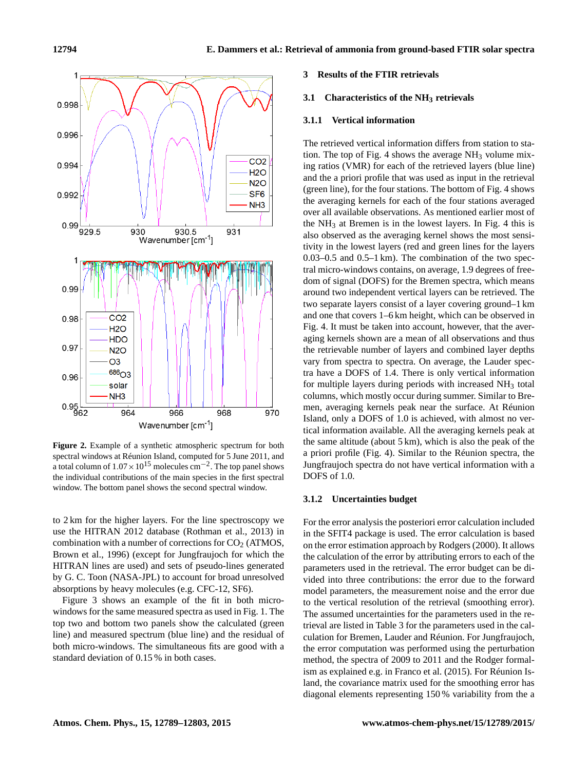**Figure 2.** Example of a synthetic atmospheric spectrum for both spectral windows at Réunion Island, computed for 5 June 2011, and a total column of $1.07 \times 10^{15}$ molecules cm$^{-2}$. The top panel shows the individual contributions of the main species in the first spectral window. The bottom panel shows the second spectral window.

to 2 km for the higher layers. For the line spectroscopy we use the HITRAN 2012 database (Rothman et al., 2013) in combination with a number of corrections for $CO_2$ (ATMOS, Brown et al., 1996) (except for Jungfraujoch for which the HITRAN lines are used) and sets of pseudo-lines generated by G. C. Toon (NASA-JPL) to account for broad unresolved absorptions by heavy molecules (e.g. CFC-12, SF6).

Figure 3 shows an example of the fit in both micro-windows for the same measured spectra as used in Fig. 1. The top two and bottom two panels show the calculated (green line) and measured spectrum (blue line) and the residual of both micro-windows. The simultaneous fits are good with a standard deviation of 0.15 % in both cases.

## 3 Results of the FTIR retrievals

### 3.1 Characteristics of the $NH_3$ retrievals

#### 3.1.1 Vertical information

The retrieved vertical information differs from station to station. The top of Fig. 4 shows the average $NH_3$ volume mixing ratios (VMR) for each of the retrieved layers (blue line) and the a priori profile that was used as input in the retrieval (green line), for the four stations. The bottom of Fig. 4 shows the averaging kernels for each of the four stations averaged over all available observations. As mentioned earlier most of the $NH_3$ at Bremen is in the lowest layers. In Fig. 4 this is also observed as the averaging kernel shows the most sensitivity in the lowest layers (red and green lines for the layers 0.03–0.5 and 0.5–1 km). The combination of the two spectral micro-windows contains, on average, 1.9 degrees of freedom of signal (DOFS) for the Bremen spectra, which means around two independent vertical layers can be retrieved. The two separate layers consist of a layer covering ground–1 km and one that covers 1–6 km height, which can be observed in Fig. 4. It must be taken into account, however, that the averaging kernels shown are a mean of all observations and thus the retrievable number of layers and combined layer depths vary from spectra to spectra. On average, the Lauder spectra have a DOFS of 1.4. There is only vertical information for multiple layers during periods with increased $NH_3$ total columns, which mostly occur during summer. Similar to Bremen, averaging kernels peak near the surface. At Réunion Island, only a DOFS of 1.0 is achieved, with almost no vertical information available. All the averaging kernels peak at the same altitude (about 5 km), which is also the peak of the a priori profile (Fig. 4). Similar to the Réunion spectra, the Jungfraujoch spectra do not have vertical information with a DOFS of 1.0.

#### 3.1.2 Uncertainties budget

For the error analysis the posteriori error calculation included in the SFIT4 package is used. The error calculation is based on the error estimation approach by Rodgers (2000). It allows the calculation of the error by attributing errors to each of the parameters used in the retrieval. The error budget can be divided into three contributions: the error due to the forward model parameters, the measurement noise and the error due to the vertical resolution of the retrieval (smoothing error). The assumed uncertainties for the parameters used in the retrieval are listed in Table 3 for the parameters used in the calculation for Bremen, Lauder and Réunion. For Jungfraujoch, the error computation was performed using the perturbation method, the spectra of 2009 to 2011 and the Rodger formalism as explained e.g. in Franco et al. (2015). For Réunion Island, the covariance matrix used for the smoothing error has diagonal elements representing 150 % variability from the a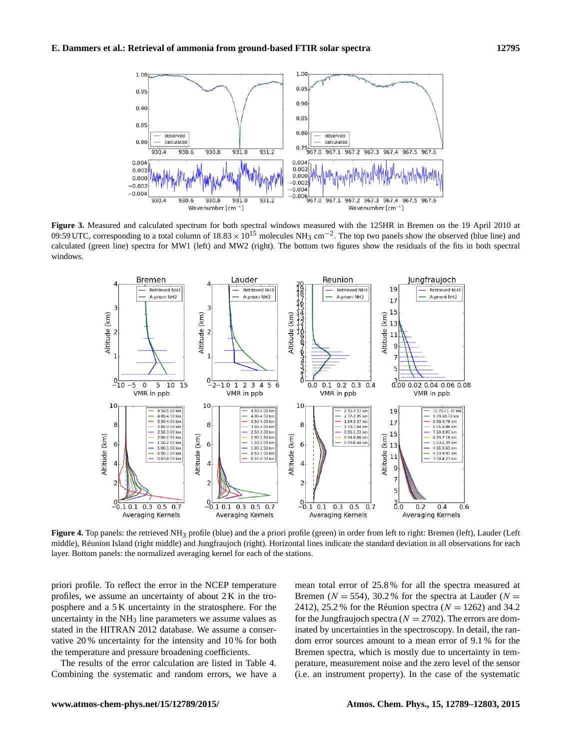**Figure 3.** Measured and calculated spectrum for both spectral windows measured with the 125HR in Bremen on the 19 April 2010 at 09:59 UTC, corresponding to a total column of $18.83 \times 10^{15}$ molecules $NH_3$ $cm^{-2}$. The top two panels show the observed (blue line) and calculated (green line) spectra for MW1 (left) and MW2 (right). The bottom two figures show the residuals of the fits in both spectral windows.

**Figure 4.** Top panels: the retrieved $NH_3$ profile (blue) and the a priori profile (green) in order from left to right: Bremen (left), Lauder (Left middle), Réunion Island (right middle) and Jungfraujoch (right). Horizontal lines indicate the standard deviation in all observations for each layer. Bottom panels: the normalized averaging kernel for each of the stations.

priori profile. To reflect the error in the NCEP temperature profiles, we assume an uncertainty of about 2 K in the troposphere and a 5 K uncertainty in the stratosphere. For the uncertainty in the $NH_3$ line parameters we assume values as stated in the HITRAN 2012 database. We assume a conservative 20 % uncertainty for the intensity and 10 % for both the temperature and pressure broadening coefficients.

The results of the error calculation are listed in Table 4. Combining the systematic and random errors, we have a mean total error of 25.8 % for all the spectra measured at Bremen ($N = 554$), 30.2 % for the spectra at Lauder ($N = 2412$), 25.2 % for the Réunion spectra ($N = 1262$) and 34.2 for the Jungfraujoch spectra ($N = 2702$). The errors are dominated by uncertainties in the spectroscopy. In detail, the random error sources amount to a mean error of 9.1 % for the Bremen spectra, which is mostly due to uncertainty in temperature, measurement noise and the zero level of the sensor (i.e. an instrument property). In the case of the systematic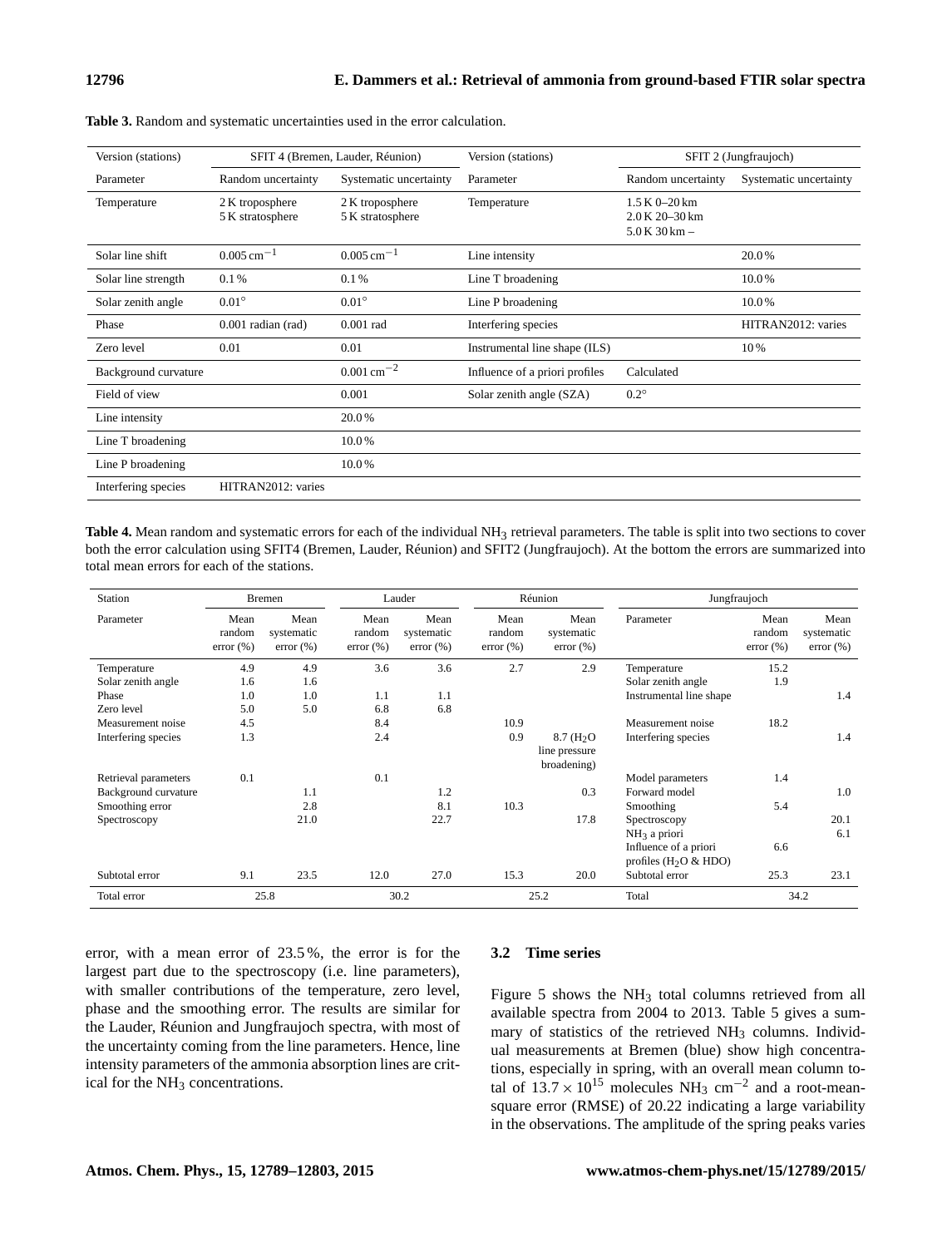**Table 3.** Random and systematic uncertainties used in the error calculation.

| Version (stations) | SFIT 4 (Bremen, Lauder, Réunion) | | Version (stations) | SFIT 2 (Jungfraujoch) | |
|---|---|---|---|---|---|
| Parameter | Random uncertainty | Systematic uncertainty | Parameter | Random uncertainty | Systematic uncertainty |
| Temperature | 2 K troposphere<br>5 K stratosphere | 2 K troposphere<br>5 K stratosphere | Temperature | 1.5 K 0–20 km<br>2.0 K 20–30 km<br>5.0 K 30 km – | |
| Solar line shift | $0.005\,\mathrm{cm}^{-1}$ | $0.005\,\mathrm{cm}^{-1}$ | Line intensity | | 20.0 % |
| Solar line strength | 0.1 % | 0.1 % | Line T broadening | | 10.0 % |
| Solar zenith angle | 0.01° | 0.01° | Line P broadening | | 10.0 % |
| Phase | 0.001 radian (rad) | 0.001 rad | Interfering species | | HITRAN2012: varies |
| Zero level | 0.01 | 0.01 | Instrumental line shape (ILS) | | 10 % |
| Background curvature | | $0.001\,\mathrm{cm}^{-2}$ | Influence of a priori profiles | Calculated | |
| Field of view | | 0.001 | Solar zenith angle (SZA) | 0.2° | |
| Line intensity | | 20.0 % | | | |
| Line T broadening | | 10.0 % | | | |
| Line P broadening | | 10.0 % | | | |
| Interfering species | HITRAN2012: varies | | | | |

**Table 4.** Mean random and systematic errors for each of the individual $NH_3$ retrieval parameters. The table is split into two sections to cover both the error calculation using SFIT4 (Bremen, Lauder, Réunion) and SFIT2 (Jungfraujoch). At the bottom the errors are summarized into total mean errors for each of the stations.

| Station | Bremen | | Lauder | | Réunion | | Jungfraujoch | | |
|---|---|---|---|---|---|---|---|---|---|
| Parameter | Mean random error (%) | Mean systematic error (%) | Mean random error (%) | Mean systematic error (%) | Mean random error (%) | Mean systematic error (%) | Parameter | Mean random error (%) | Mean systematic error (%) |
| Temperature | 4.9 | 4.9 | 3.6 | 3.6 | 2.7 | 2.9 | Temperature | 15.2 | |
| Solar zenith angle | 1.6 | 1.6 | | | | | Solar zenith angle | 1.9 | |
| Phase | 1.0 | 1.0 | 1.1 | 1.1 | | | Instrumental line shape | | 1.4 |
| Zero level | 5.0 | 5.0 | 6.8 | 6.8 | | | | | |
| Measurement noise | 4.5 | | 8.4 | | 10.9 | | Measurement noise | 18.2 | |
| Interfering species | 1.3 | | 2.4 | | 0.9 | 8.7 ($H_2O$ line pressure broadening) | Interfering species | | 1.4 |
| Retrieval parameters | 0.1 | | 0.1 | | | | Model parameters | 1.4 | |
| Background curvature | | 1.1 | | 1.2 | | 0.3 | Forward model | | 1.0 |
| Smoothing error | | 2.8 | | 8.1 | 10.3 | | Smoothing | 5.4 | |
| Spectroscopy | | 21.0 | | 22.7 | | 17.8 | Spectroscopy | | 20.1 |
| | | | | | | | $NH_3$ a priori | | 6.1 |
| | | | | | | | Influence of a priori profiles ($H_2O$ & HDO) | 6.6 | |
| Subtotal error | 9.1 | 23.5 | 12.0 | 27.0 | 15.3 | 20.0 | Subtotal error | 25.3 | 23.1 |
| Total error | 25.8 | | 30.2 | | 25.2 | | Total | 34.2 | |

error, with a mean error of 23.5 %, the error is for the largest part due to the spectroscopy (i.e. line parameters), with smaller contributions of the temperature, zero level, phase and the smoothing error. The results are similar for the Lauder, Réunion and Jungfraujoch spectra, with most of the uncertainty coming from the line parameters. Hence, line intensity parameters of the ammonia absorption lines are critical for the $NH_3$ concentrations.

### 3.2 Time series

Figure 5 shows the $NH_3$ total columns retrieved from all available spectra from 2004 to 2013. Table 5 gives a summary of statistics of the retrieved $NH_3$ columns. Individual measurements at Bremen (blue) show high concentrations, especially in spring, with an overall mean column total of $13.7 \times 10^{15}$ molecules $NH_3$ $\mathrm{cm}^{-2}$ and a root-mean-square error (RMSE) of 20.22 indicating a large variability in the observations. The amplitude of the spring peaks varies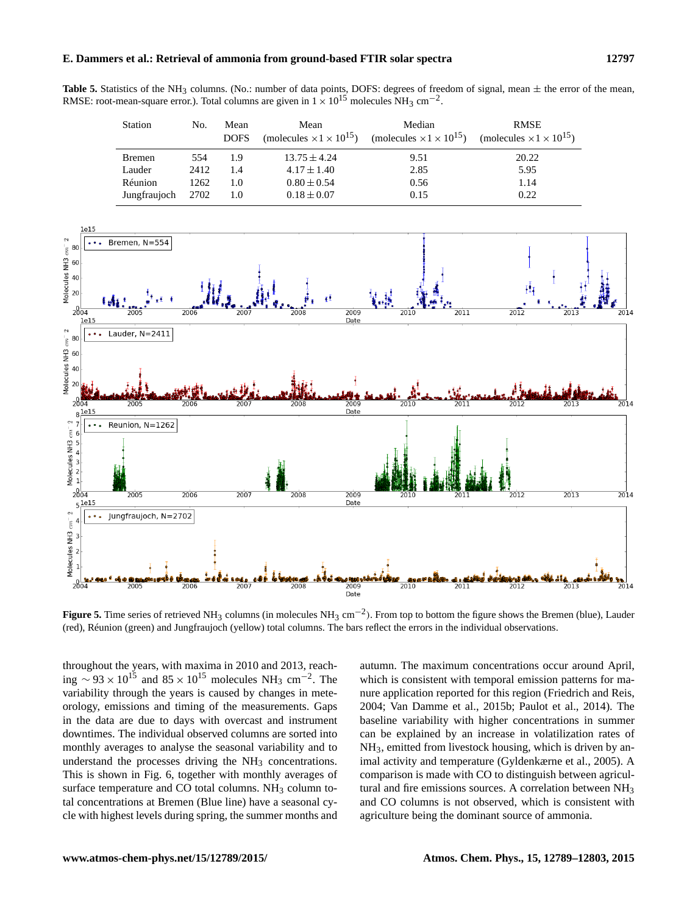**Table 5.** Statistics of the $NH_3$ columns. (No.: number of data points, DOFS: degrees of freedom of signal, mean ± the error of the mean, RMSE: root-mean-square error.). Total columns are given in $1 \times 10^{15}$ molecules $NH_3$ cm$^{-2}$.

| Station | No. | Mean DOFS | Mean (molecules $\times 1 \times 10^{15}$) | Median (molecules $\times 1 \times 10^{15}$) | RMSE (molecules $\times 1 \times 10^{15}$) |
|---|---|---|---|---|---|
| Bremen | 554 | 1.9 | $13.75 \pm 4.24$ | 9.51 | 20.22 |
| Lauder | 2412 | 1.4 | $4.17 \pm 1.40$ | 2.85 | 5.95 |
| Réunion | 1262 | 1.0 | $0.80 \pm 0.54$ | 0.56 | 1.14 |
| Jungfraujoch | 2702 | 1.0 | $0.18 \pm 0.07$ | 0.15 | 0.22 |

**Figure 5.** Time series of retrieved $NH_3$ columns (in molecules $NH_3$ cm$^{-2}$). From top to bottom the figure shows the Bremen (blue), Lauder (red), Réunion (green) and Jungfraujoch (yellow) total columns. The bars reflect the errors in the individual observations.

throughout the years, with maxima in 2010 and 2013, reaching $\sim 93 \times 10^{15}$ and $85 \times 10^{15}$ molecules $NH_3$ cm$^{-2}$. The variability through the years is caused by changes in meteorology, emissions and timing of the measurements. Gaps in the data are due to days with overcast and instrument downtimes. The individual observed columns are sorted into monthly averages to analyse the seasonal variability and to understand the processes driving the $NH_3$ concentrations. This is shown in Fig. 6, together with monthly averages of surface temperature and CO total columns. $NH_3$ column total concentrations at Bremen (Blue line) have a seasonal cycle with highest levels during spring, the summer months and autumn. The maximum concentrations occur around April, which is consistent with temporal emission patterns for manure application reported for this region (Friedrich and Reis, 2004; Van Damme et al., 2015b; Paulot et al., 2014). The baseline variability with higher concentrations in summer can be explained by an increase in volatilization rates of $NH_3$, emitted from livestock housing, which is driven by animal activity and temperature (Gyldenkærne et al., 2005). A comparison is made with CO to distinguish between agricultural and fire emissions sources. A correlation between $NH_3$ and CO columns is not observed, which is consistent with agriculture being the dominant source of ammonia.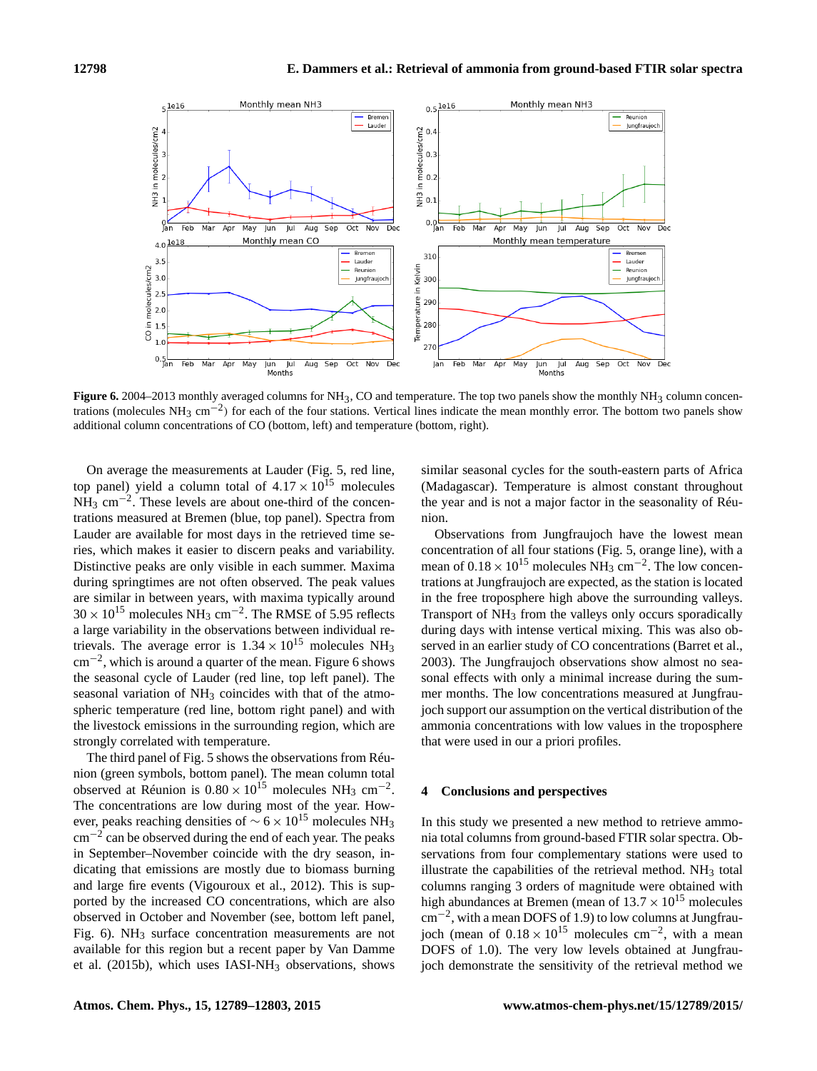**Figure 6.** 2004–2013 monthly averaged columns for $NH_3$, CO and temperature. The top two panels show the monthly $NH_3$ column concentrations (molecules $NH_3$ $cm^{-2}$) for each of the four stations. Vertical lines indicate the mean monthly error. The bottom two panels show additional column concentrations of CO (bottom, left) and temperature (bottom, right).

On average the measurements at Lauder (Fig. 5, red line, top panel) yield a column total of $4.17 \times 10^{15}$ molecules $NH_3$ $cm^{-2}$. These levels are about one-third of the concentrations measured at Bremen (blue, top panel). Spectra from Lauder are available for most days in the retrieved time series, which makes it easier to discern peaks and variability. Distinctive peaks are only visible in each summer. Maxima during springtimes are not often observed. The peak values are similar in between years, with maxima typically around $30 \times 10^{15}$ molecules $NH_3$ $cm^{-2}$. The RMSE of 5.95 reflects a large variability in the observations between individual retrievals. The average error is $1.34 \times 10^{15}$ molecules $NH_3$ $cm^{-2}$, which is around a quarter of the mean. Figure 6 shows the seasonal cycle of Lauder (red line, top left panel). The seasonal variation of $NH_3$ coincides with that of the atmospheric temperature (red line, bottom right panel) and with the livestock emissions in the surrounding region, which are strongly correlated with temperature.

The third panel of Fig. 5 shows the observations from Réunion (green symbols, bottom panel). The mean column total observed at Réunion is $0.80 \times 10^{15}$ molecules $NH_3$ $cm^{-2}$. The concentrations are low during most of the year. However, peaks reaching densities of $\sim 6 \times 10^{15}$ molecules $NH_3$ $cm^{-2}$ can be observed during the end of each year. The peaks in September–November coincide with the dry season, indicating that emissions are mostly due to biomass burning and large fire events (Vigouroux et al., 2012). This is supported by the increased CO concentrations, which are also observed in October and November (see, bottom left panel, Fig. 6). $NH_3$ surface concentration measurements are not available for this region but a recent paper by Van Damme et al. (2015b), which uses IASI-$NH_3$ observations, shows similar seasonal cycles for the south-eastern parts of Africa (Madagascar). Temperature is almost constant throughout the year and is not a major factor in the seasonality of Réunion.

Observations from Jungfraujoch have the lowest mean concentration of all four stations (Fig. 5, orange line), with a mean of $0.18 \times 10^{15}$ molecules $NH_3$ $cm^{-2}$. The low concentrations at Jungfraujoch are expected, as the station is located in the free troposphere high above the surrounding valleys. Transport of $NH_3$ from the valleys only occurs sporadically during days with intense vertical mixing. This was also observed in an earlier study of CO concentrations (Barret et al., 2003). The Jungfraujoch observations show almost no seasonal effects with only a minimal increase during the summer months. The low concentrations measured at Jungfraujoch support our assumption on the vertical distribution of the ammonia concentrations with low values in the troposphere that were used in our a priori profiles.

## 4 Conclusions and perspectives

In this study we presented a new method to retrieve ammonia total columns from ground-based FTIR solar spectra. Observations from four complementary stations were used to illustrate the capabilities of the retrieval method. $NH_3$ total columns ranging 3 orders of magnitude were obtained with high abundances at Bremen (mean of $13.7 \times 10^{15}$ molecules $cm^{-2}$, with a mean DOFS of 1.9) to low columns at Jungfraujoch (mean of $0.18 \times 10^{15}$ molecules $cm^{-2}$, with a mean DOFS of 1.0). The very low levels obtained at Jungfraujoch demonstrate the sensitivity of the retrieval method we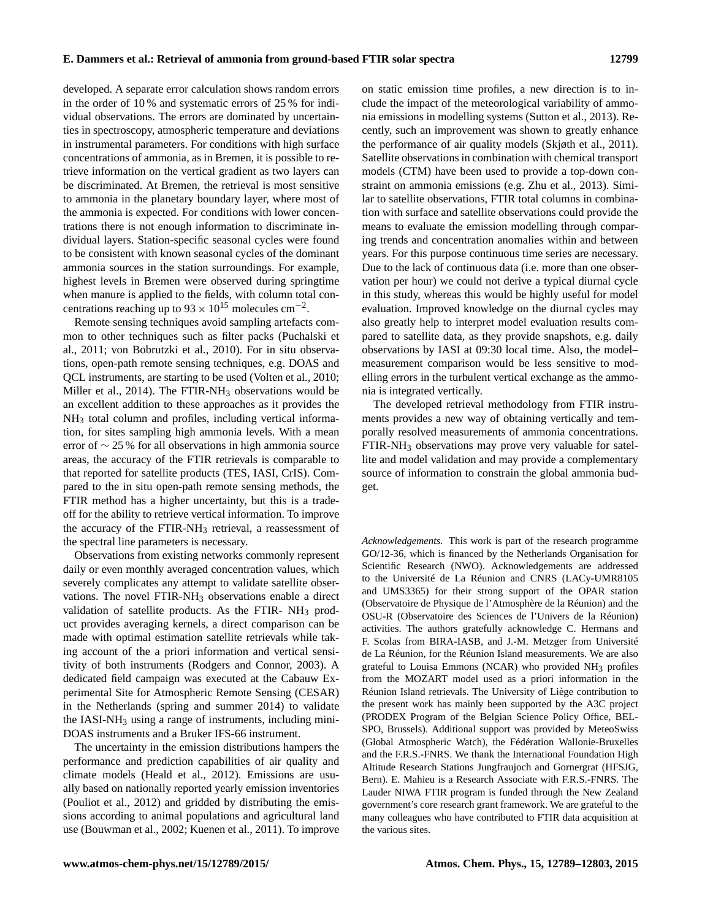developed. A separate error calculation shows random errors in the order of 10 % and systematic errors of 25 % for individual observations. The errors are dominated by uncertainties in spectroscopy, atmospheric temperature and deviations in instrumental parameters. For conditions with high surface concentrations of ammonia, as in Bremen, it is possible to retrieve information on the vertical gradient as two layers can be discriminated. At Bremen, the retrieval is most sensitive to ammonia in the planetary boundary layer, where most of the ammonia is expected. For conditions with lower concentrations there is not enough information to discriminate individual layers. Station-specific seasonal cycles were found to be consistent with known seasonal cycles of the dominant ammonia sources in the station surroundings. For example, highest levels in Bremen were observed during springtime when manure is applied to the fields, with column total concentrations reaching up to $93 \times 10^{15}$ molecules cm$^{-2}$.

Remote sensing techniques avoid sampling artefacts common to other techniques such as filter packs (Puchalski et al., 2011; von Bobrutzki et al., 2010). For in situ observations, open-path remote sensing techniques, e.g. DOAS and QCL instruments, are starting to be used (Volten et al., 2010; Miller et al., 2014). The FTIR-$NH_3$ observations would be an excellent addition to these approaches as it provides the $NH_3$ total column and profiles, including vertical information, for sites sampling high ammonia levels. With a mean error of $\sim 25$ % for all observations in high ammonia source areas, the accuracy of the FTIR retrievals is comparable to that reported for satellite products (TES, IASI, CrIS). Compared to the in situ open-path remote sensing methods, the FTIR method has a higher uncertainty, but this is a trade-off for the ability to retrieve vertical information. To improve the accuracy of the FTIR-$NH_3$ retrieval, a reassessment of the spectral line parameters is necessary.

Observations from existing networks commonly represent daily or even monthly averaged concentration values, which severely complicates any attempt to validate satellite observations. The novel FTIR-$NH_3$ observations enable a direct validation of satellite products. As the FTIR- $NH_3$ product provides averaging kernels, a direct comparison can be made with optimal estimation satellite retrievals while taking account of the a priori information and vertical sensitivity of both instruments (Rodgers and Connor, 2003). A dedicated field campaign was executed at the Cabauw Experimental Site for Atmospheric Remote Sensing (CESAR) in the Netherlands (spring and summer 2014) to validate the IASI-$NH_3$ using a range of instruments, including mini-DOAS instruments and a Bruker IFS-66 instrument.

The uncertainty in the emission distributions hampers the performance and prediction capabilities of air quality and climate models (Heald et al., 2012). Emissions are usually based on nationally reported yearly emission inventories (Pouliot et al., 2012) and gridded by distributing the emissions according to animal populations and agricultural land use (Bouwman et al., 2002; Kuenen et al., 2011). To improve on static emission time profiles, a new direction is to include the impact of the meteorological variability of ammonia emissions in modelling systems (Sutton et al., 2013). Recently, such an improvement was shown to greatly enhance the performance of air quality models (Skjøth et al., 2011). Satellite observations in combination with chemical transport models (CTM) have been used to provide a top-down constraint on ammonia emissions (e.g. Zhu et al., 2013). Similar to satellite observations, FTIR total columns in combination with surface and satellite observations could provide the means to evaluate the emission modelling through comparing trends and concentration anomalies within and between years. For this purpose continuous time series are necessary. Due to the lack of continuous data (i.e. more than one observation per hour) we could not derive a typical diurnal cycle in this study, whereas this would be highly useful for model evaluation. Improved knowledge on the diurnal cycles may also greatly help to interpret model evaluation results compared to satellite data, as they provide snapshots, e.g. daily observations by IASI at 09:30 local time. Also, the model–measurement comparison would be less sensitive to modelling errors in the turbulent vertical exchange as the ammonia is integrated vertically.

The developed retrieval methodology from FTIR instruments provides a new way of obtaining vertically and temporally resolved measurements of ammonia concentrations. FTIR-$NH_3$ observations may prove very valuable for satellite and model validation and may provide a complementary source of information to constrain the global ammonia budget.

*Acknowledgements.* This work is part of the research programme GO/12-36, which is financed by the Netherlands Organisation for Scientific Research (NWO). Acknowledgements are addressed to the Université de La Réunion and CNRS (LACy-UMR8105 and UMS3365) for their strong support of the OPAR station (Observatoire de Physique de l'Atmosphère de la Réunion) and the OSU-R (Observatoire des Sciences de l'Univers de la Réunion) activities. The authors gratefully acknowledge C. Hermans and F. Scolas from BIRA-IASB, and J.-M. Metzger from Université de La Réunion, for the Réunion Island measurements. We are also grateful to Louisa Emmons (NCAR) who provided $NH_3$ profiles from the MOZART model used as a priori information in the Réunion Island retrievals. The University of Liège contribution to the present work has mainly been supported by the A3C project (PRODEX Program of the Belgian Science Policy Office, BELSPO, Brussels). Additional support was provided by MeteoSwiss (Global Atmospheric Watch), the Fédération Wallonie-Bruxelles and the F.R.S.-FNRS. We thank the International Foundation High Altitude Research Stations Jungfraujoch and Gornergrat (HFSJG, Bern). E. Mahieu is a Research Associate with F.R.S.-FNRS. The Lauder NIWA FTIR program is funded through the New Zealand government's core research grant framework. We are grateful to the many colleagues who have contributed to FTIR data acquisition at the various sites.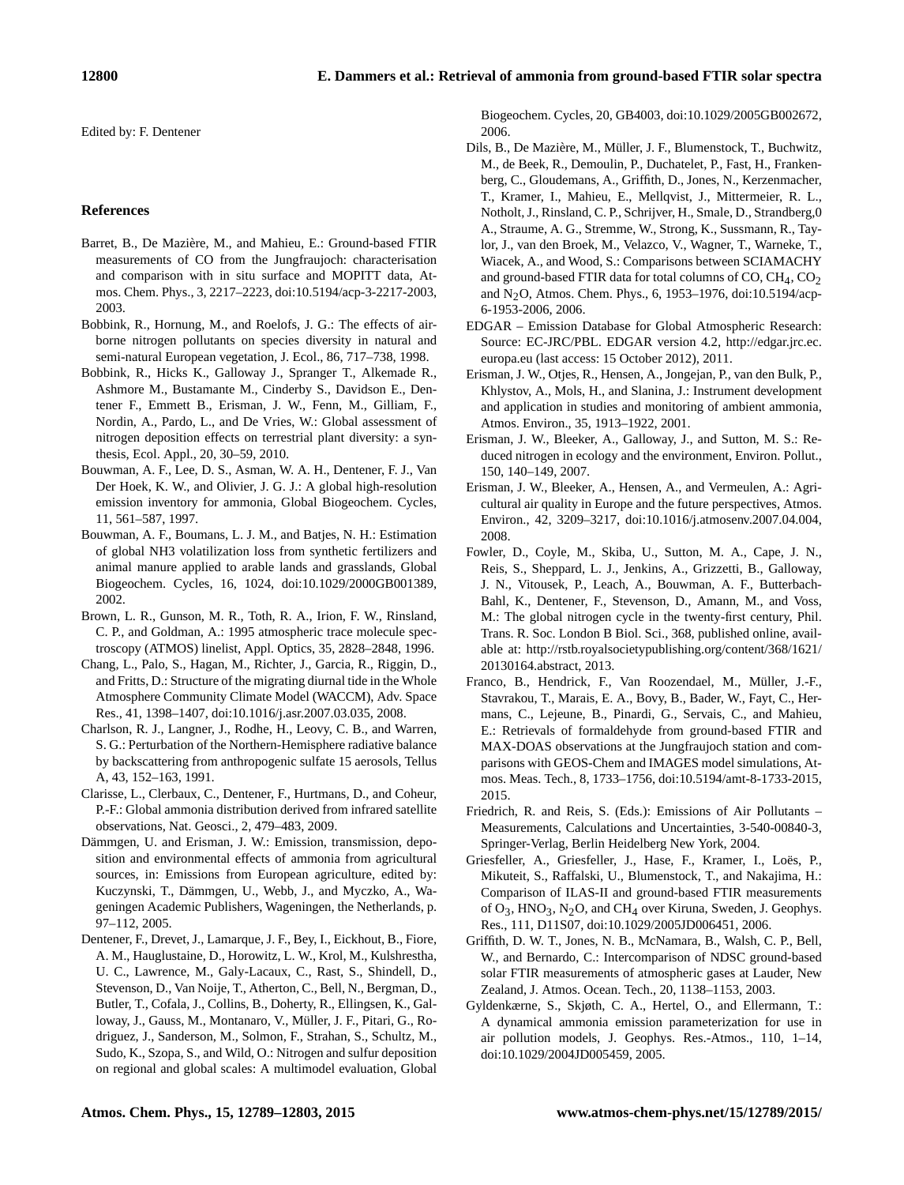Edited by: F. Dentener

## References

Barret, B., De Mazière, M., and Mahieu, E.: Ground-based FTIR measurements of CO from the Jungfraujoch: characterisation and comparison with in situ surface and MOPITT data, Atmos. Chem. Phys., 3, 2217–2223, doi:10.5194/acp-3-2217-2003, 2003.

Bobbink, R., Hornung, M., and Roelofs, J. G.: The effects of airborne nitrogen pollutants on species diversity in natural and semi-natural European vegetation, J. Ecol., 86, 717–738, 1998.

Bobbink, R., Hicks K., Galloway J., Spranger T., Alkemade R., Ashmore M., Bustamante M., Cinderby S., Davidson E., Dentener F., Emmett B., Erisman, J. W., Fenn, M., Gilliam, F., Nordin, A., Pardo, L., and De Vries, W.: Global assessment of nitrogen deposition effects on terrestrial plant diversity: a synthesis, Ecol. Appl., 20, 30–59, 2010.

Bouwman, A. F., Lee, D. S., Asman, W. A. H., Dentener, F. J., Van Der Hoek, K. W., and Olivier, J. G. J.: A global high-resolution emission inventory for ammonia, Global Biogeochem. Cycles, 11, 561–587, 1997.

Bouwman, A. F., Boumans, L. J. M., and Batjes, N. H.: Estimation of global NH3 volatilization loss from synthetic fertilizers and animal manure applied to arable lands and grasslands, Global Biogeochem. Cycles, 16, 1024, doi:10.1029/2000GB001389, 2002.

Brown, L. R., Gunson, M. R., Toth, R. A., Irion, F. W., Rinsland, C. P., and Goldman, A.: 1995 atmospheric trace molecule spectroscopy (ATMOS) linelist, Appl. Optics, 35, 2828–2848, 1996.

Chang, L., Palo, S., Hagan, M., Richter, J., Garcia, R., Riggin, D., and Fritts, D.: Structure of the migrating diurnal tide in the Whole Atmosphere Community Climate Model (WACCM), Adv. Space Res., 41, 1398–1407, doi:10.1016/j.asr.2007.03.035, 2008.

Charlson, R. J., Langner, J., Rodhe, H., Leovy, C. B., and Warren, S. G.: Perturbation of the Northern-Hemisphere radiative balance by backscattering from anthropogenic sulfate 15 aerosols, Tellus A, 43, 152–163, 1991.

Clarisse, L., Clerbaux, C., Dentener, F., Hurtmans, D., and Coheur, P.-F.: Global ammonia distribution derived from infrared satellite observations, Nat. Geosci., 2, 479–483, 2009.

Dämmgen, U. and Erisman, J. W.: Emission, transmission, deposition and environmental effects of ammonia from agricultural sources, in: Emissions from European agriculture, edited by: Kuczynski, T., Dämmgen, U., Webb, J., and Myczko, A., Wageningen Academic Publishers, Wageningen, the Netherlands, p. 97–112, 2005.

Dentener, F., Drevet, J., Lamarque, J. F., Bey, I., Eickhout, B., Fiore, A. M., Hauglustaine, D., Horowitz, L. W., Krol, M., Kulshrestha, U. C., Lawrence, M., Galy-Lacaux, C., Rast, S., Shindell, D., Stevenson, D., Van Noije, T., Atherton, C., Bell, N., Bergman, D., Butler, T., Cofala, J., Collins, B., Doherty, R., Ellingsen, K., Galloway, J., Gauss, M., Montanaro, V., Müller, J. F., Pitari, G., Rodriguez, J., Sanderson, M., Solmon, F., Strahan, S., Schultz, M., Sudo, K., Szopa, S., and Wild, O.: Nitrogen and sulfur deposition on regional and global scales: A multimodel evaluation, Global Biogeochem. Cycles, 20, GB4003, doi:10.1029/2005GB002672, 2006.

Dils, B., De Mazière, M., Müller, J. F., Blumenstock, T., Buchwitz, M., de Beek, R., Demoulin, P., Duchatelet, P., Fast, H., Frankenberg, C., Gloudemans, A., Griffith, D., Jones, N., Kerzenmacher, T., Kramer, I., Mahieu, E., Mellqvist, J., Mittermeier, R. L., Notholt, J., Rinsland, C. P., Schrijver, H., Smale, D., Strandberg,0 A., Straume, A. G., Stremme, W., Strong, K., Sussmann, R., Taylor, J., van den Broek, M., Velazco, V., Wagner, T., Warneke, T., Wiacek, A., and Wood, S.: Comparisons between SCIAMACHY and ground-based FTIR data for total columns of CO, $CH_4$, $CO_2$ and $N_2O$, Atmos. Chem. Phys., 6, 1953–1976, doi:10.5194/acp-6-1953-2006, 2006.

EDGAR – Emission Database for Global Atmospheric Research: Source: EC-JRC/PBL. EDGAR version 4.2, http://edgar.jrc.ec.europa.eu (last access: 15 October 2012), 2011.

Erisman, J. W., Otjes, R., Hensen, A., Jongejan, P., van den Bulk, P., Khlystov, A., Mols, H., and Slanina, J.: Instrument development and application in studies and monitoring of ambient ammonia, Atmos. Environ., 35, 1913–1922, 2001.

Erisman, J. W., Bleeker, A., Galloway, J., and Sutton, M. S.: Reduced nitrogen in ecology and the environment, Environ. Pollut., 150, 140–149, 2007.

Erisman, J. W., Bleeker, A., Hensen, A., and Vermeulen, A.: Agricultural air quality in Europe and the future perspectives, Atmos. Environ., 42, 3209–3217, doi:10.1016/j.atmosenv.2007.04.004, 2008.

Fowler, D., Coyle, M., Skiba, U., Sutton, M. A., Cape, J. N., Reis, S., Sheppard, L. J., Jenkins, A., Grizzetti, B., Galloway, J. N., Vitousek, P., Leach, A., Bouwman, A. F., Butterbach-Bahl, K., Dentener, F., Stevenson, D., Amann, M., and Voss, M.: The global nitrogen cycle in the twenty-first century, Phil. Trans. R. Soc. London B Biol. Sci., 368, published online, available at: http://rstb.royalsocietypublishing.org/content/368/1621/20130164.abstract, 2013.

Franco, B., Hendrick, F., Van Roozendael, M., Müller, J.-F., Stavrakou, T., Marais, E. A., Bovy, B., Bader, W., Fayt, C., Hermans, C., Lejeune, B., Pinardi, G., Servais, C., and Mahieu, E.: Retrievals of formaldehyde from ground-based FTIR and MAX-DOAS observations at the Jungfraujoch station and comparisons with GEOS-Chem and IMAGES model simulations, Atmos. Meas. Tech., 8, 1733–1756, doi:10.5194/amt-8-1733-2015, 2015.

Friedrich, R. and Reis, S. (Eds.): Emissions of Air Pollutants – Measurements, Calculations and Uncertainties, 3-540-00840-3, Springer-Verlag, Berlin Heidelberg New York, 2004.

Griesfeller, A., Griesfeller, J., Hase, F., Kramer, I., Loës, P., Mikuteit, S., Raffalski, U., Blumenstock, T., and Nakajima, H.: Comparison of ILAS-II and ground-based FTIR measurements of $O_3$, $HNO_3$, $N_2O$, and $CH_4$ over Kiruna, Sweden, J. Geophys. Res., 111, D11S07, doi:10.1029/2005JD006451, 2006.

Griffith, D. W. T., Jones, N. B., McNamara, B., Walsh, C. P., Bell, W., and Bernardo, C.: Intercomparison of NDSC ground-based solar FTIR measurements of atmospheric gases at Lauder, New Zealand, J. Atmos. Ocean. Tech., 20, 1138–1153, 2003.

Gyldenkærne, S., Skjøth, C. A., Hertel, O., and Ellermann, T.: A dynamical ammonia emission parameterization for use in air pollution models, J. Geophys. Res.-Atmos., 110, 1–14, doi:10.1029/2004JD005459, 2005.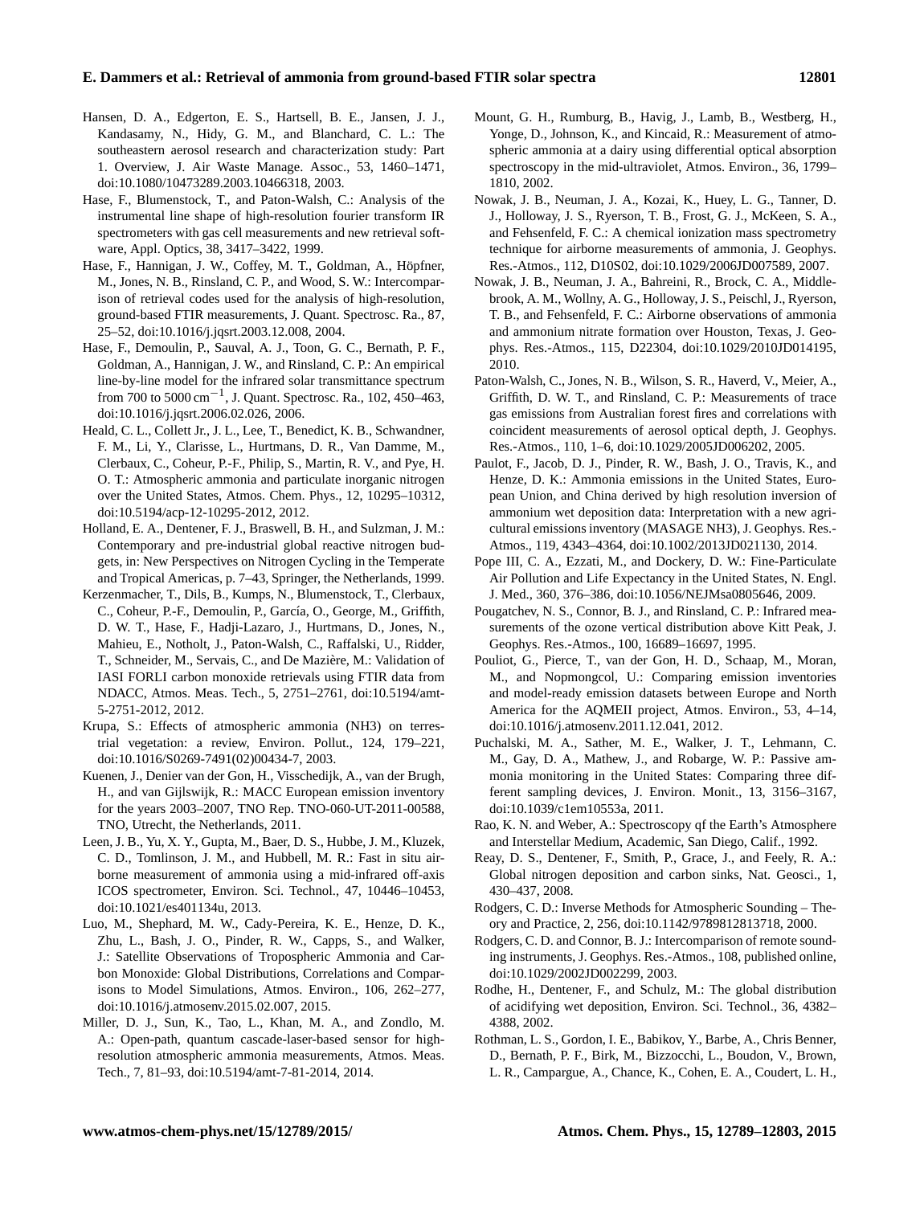Hansen, D. A., Edgerton, E. S., Hartsell, B. E., Jansen, J. J., Kandasamy, N., Hidy, G. M., and Blanchard, C. L.: The southeastern aerosol research and characterization study: Part 1. Overview, J. Air Waste Manage. Assoc., 53, 1460–1471, doi:10.1080/10473289.2003.10466318, 2003.

Hase, F., Blumenstock, T., and Paton-Walsh, C.: Analysis of the instrumental line shape of high-resolution fourier transform IR spectrometers with gas cell measurements and new retrieval software, Appl. Optics, 38, 3417–3422, 1999.

Hase, F., Hannigan, J. W., Coffey, M. T., Goldman, A., Höpfner, M., Jones, N. B., Rinsland, C. P., and Wood, S. W.: Intercomparison of retrieval codes used for the analysis of high-resolution, ground-based FTIR measurements, J. Quant. Spectrosc. Ra., 87, 25–52, doi:10.1016/j.jqsrt.2003.12.008, 2004.

Hase, F., Demoulin, P., Sauval, A. J., Toon, G. C., Bernath, P. F., Goldman, A., Hannigan, J. W., and Rinsland, C. P.: An empirical line-by-line model for the infrared solar transmittance spectrum from 700 to 5000 $cm^{-1}$, J. Quant. Spectrosc. Ra., 102, 450–463, doi:10.1016/j.jqsrt.2006.02.026, 2006.

Heald, C. L., Collett Jr., J. L., Lee, T., Benedict, K. B., Schwandner, F. M., Li, Y., Clarisse, L., Hurtmans, D. R., Van Damme, M., Clerbaux, C., Coheur, P.-F., Philip, S., Martin, R. V., and Pye, H. O. T.: Atmospheric ammonia and particulate inorganic nitrogen over the United States, Atmos. Chem. Phys., 12, 10295–10312, doi:10.5194/acp-12-10295-2012, 2012.

Holland, E. A., Dentener, F. J., Braswell, B. H., and Sulzman, J. M.: Contemporary and pre-industrial global reactive nitrogen budgets, in: New Perspectives on Nitrogen Cycling in the Temperate and Tropical Americas, p. 7–43, Springer, the Netherlands, 1999.

Kerzenmacher, T., Dils, B., Kumps, N., Blumenstock, T., Clerbaux, C., Coheur, P.-F., Demoulin, P., García, O., George, M., Griffith, D. W. T., Hase, F., Hadji-Lazaro, J., Hurtmans, D., Jones, N., Mahieu, E., Notholt, J., Paton-Walsh, C., Raffalski, U., Ridder, T., Schneider, M., Servais, C., and De Mazière, M.: Validation of IASI FORLI carbon monoxide retrievals using FTIR data from NDACC, Atmos. Meas. Tech., 5, 2751–2761, doi:10.5194/amt-5-2751-2012, 2012.

Krupa, S.: Effects of atmospheric ammonia (NH3) on terrestrial vegetation: a review, Environ. Pollut., 124, 179–221, doi:10.1016/S0269-7491(02)00434-7, 2003.

Kuenen, J., Denier van der Gon, H., Visschedijk, A., van der Brugh, H., and van Gijlswijk, R.: MACC European emission inventory for the years 2003–2007, TNO Rep. TNO-060-UT-2011-00588, TNO, Utrecht, the Netherlands, 2011.

Leen, J. B., Yu, X. Y., Gupta, M., Baer, D. S., Hubbe, J. M., Kluzek, C. D., Tomlinson, J. M., and Hubbell, M. R.: Fast in situ airborne measurement of ammonia using a mid-infrared off-axis ICOS spectrometer, Environ. Sci. Technol., 47, 10446–10453, doi:10.1021/es401134u, 2013.

Luo, M., Shephard, M. W., Cady-Pereira, K. E., Henze, D. K., Zhu, L., Bash, J. O., Pinder, R. W., Capps, S., and Walker, J.: Satellite Observations of Tropospheric Ammonia and Carbon Monoxide: Global Distributions, Correlations and Comparisons to Model Simulations, Atmos. Environ., 106, 262–277, doi:10.1016/j.atmosenv.2015.02.007, 2015.

Miller, D. J., Sun, K., Tao, L., Khan, M. A., and Zondlo, M. A.: Open-path, quantum cascade-laser-based sensor for high-resolution atmospheric ammonia measurements, Atmos. Meas. Tech., 7, 81–93, doi:10.5194/amt-7-81-2014, 2014.

Mount, G. H., Rumburg, B., Havig, J., Lamb, B., Westberg, H., Yonge, D., Johnson, K., and Kincaid, R.: Measurement of atmospheric ammonia at a dairy using differential optical absorption spectroscopy in the mid-ultraviolet, Atmos. Environ., 36, 1799–1810, 2002.

Nowak, J. B., Neuman, J. A., Kozai, K., Huey, L. G., Tanner, D. J., Holloway, J. S., Ryerson, T. B., Frost, G. J., McKeen, S. A., and Fehsenfeld, F. C.: A chemical ionization mass spectrometry technique for airborne measurements of ammonia, J. Geophys. Res.-Atmos., 112, D10S02, doi:10.1029/2006JD007589, 2007.

Nowak, J. B., Neuman, J. A., Bahreini, R., Brock, C. A., Middlebrook, A. M., Wollny, A. G., Holloway, J. S., Peischl, J., Ryerson, T. B., and Fehsenfeld, F. C.: Airborne observations of ammonia and ammonium nitrate formation over Houston, Texas, J. Geophys. Res.-Atmos., 115, D22304, doi:10.1029/2010JD014195, 2010.

Paton-Walsh, C., Jones, N. B., Wilson, S. R., Haverd, V., Meier, A., Griffith, D. W. T., and Rinsland, C. P.: Measurements of trace gas emissions from Australian forest fires and correlations with coincident measurements of aerosol optical depth, J. Geophys. Res.-Atmos., 110, 1–6, doi:10.1029/2005JD006202, 2005.

Paulot, F., Jacob, D. J., Pinder, R. W., Bash, J. O., Travis, K., and Henze, D. K.: Ammonia emissions in the United States, European Union, and China derived by high resolution inversion of ammonium wet deposition data: Interpretation with a new agricultural emissions inventory (MASAGE NH3), J. Geophys. Res.-Atmos., 119, 4343–4364, doi:10.1002/2013JD021130, 2014.

Pope III, C. A., Ezzati, M., and Dockery, D. W.: Fine-Particulate Air Pollution and Life Expectancy in the United States, N. Engl. J. Med., 360, 376–386, doi:10.1056/NEJMsa0805646, 2009.

Pougatchev, N. S., Connor, B. J., and Rinsland, C. P.: Infrared measurements of the ozone vertical distribution above Kitt Peak, J. Geophys. Res.-Atmos., 100, 16689–16697, 1995.

Pouliot, G., Pierce, T., van der Gon, H. D., Schaap, M., Moran, M., and Nopmongcol, U.: Comparing emission inventories and model-ready emission datasets between Europe and North America for the AQMEII project, Atmos. Environ., 53, 4–14, doi:10.1016/j.atmosenv.2011.12.041, 2012.

Puchalski, M. A., Sather, M. E., Walker, J. T., Lehmann, C. M., Gay, D. A., Mathew, J., and Robarge, W. P.: Passive ammonia monitoring in the United States: Comparing three different sampling devices, J. Environ. Monit., 13, 3156–3167, doi:10.1039/c1em10553a, 2011.

Rao, K. N. and Weber, A.: Spectroscopy qf the Earth's Atmosphere and Interstellar Medium, Academic, San Diego, Calif., 1992.

Reay, D. S., Dentener, F., Smith, P., Grace, J., and Feely, R. A.: Global nitrogen deposition and carbon sinks, Nat. Geosci., 1, 430–437, 2008.

Rodgers, C. D.: Inverse Methods for Atmospheric Sounding – Theory and Practice, 2, 256, doi:10.1142/9789812813718, 2000.

Rodgers, C. D. and Connor, B. J.: Intercomparison of remote sounding instruments, J. Geophys. Res.-Atmos., 108, published online, doi:10.1029/2002JD002299, 2003.

Rodhe, H., Dentener, F., and Schulz, M.: The global distribution of acidifying wet deposition, Environ. Sci. Technol., 36, 4382–4388, 2002.

Rothman, L. S., Gordon, I. E., Babikov, Y., Barbe, A., Chris Benner, D., Bernath, P. F., Birk, M., Bizzocchi, L., Boudon, V., Brown, L. R., Campargue, A., Chance, K., Cohen, E. A., Coudert, L. H.,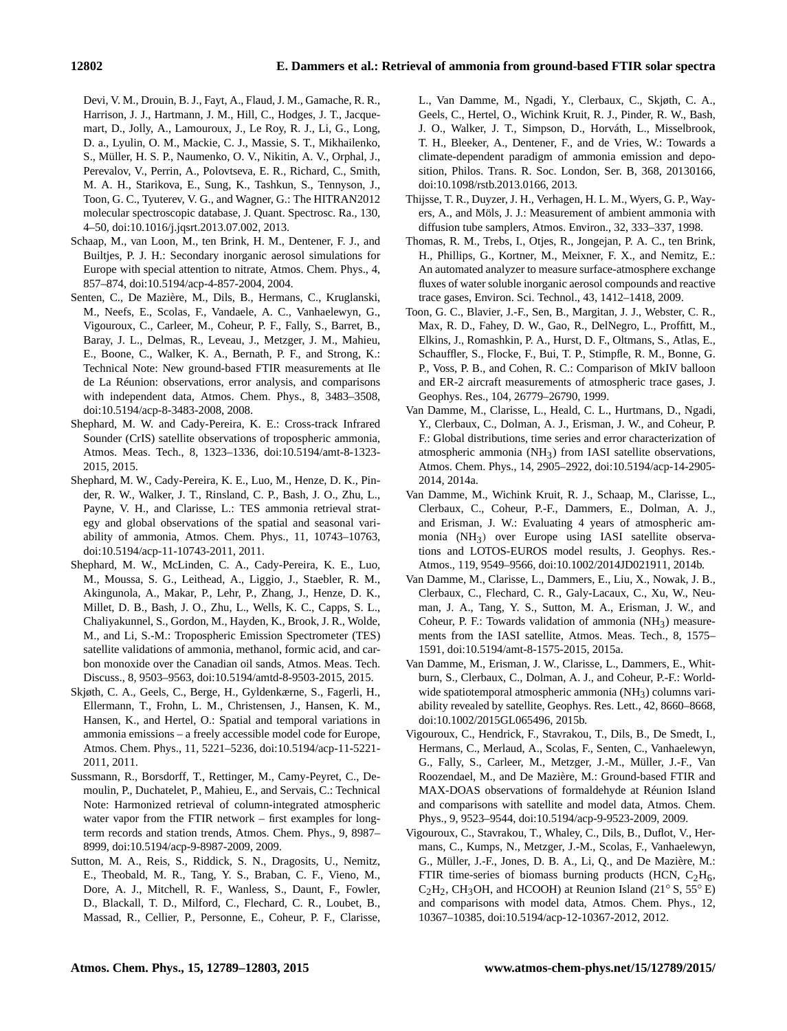Devi, V. M., Drouin, B. J., Fayt, A., Flaud, J. M., Gamache, R. R., Harrison, J. J., Hartmann, J. M., Hill, C., Hodges, J. T., Jacquemart, D., Jolly, A., Lamouroux, J., Le Roy, R. J., Li, G., Long, D. a., Lyulin, O. M., Mackie, C. J., Massie, S. T., Mikhailenko, S., Müller, H. S. P., Naumenko, O. V., Nikitin, A. V., Orphal, J., Perevalov, V., Perrin, A., Polovtseva, E. R., Richard, C., Smith, M. A. H., Starikova, E., Sung, K., Tashkun, S., Tennyson, J., Toon, G. C., Tyuterev, V. G., and Wagner, G.: The HITRAN2012 molecular spectroscopic database, J. Quant. Spectrosc. Ra., 130, 4–50, doi:10.1016/j.jqsrt.2013.07.002, 2013.

Schaap, M., van Loon, M., ten Brink, H. M., Dentener, F. J., and Builtjes, P. J. H.: Secondary inorganic aerosol simulations for Europe with special attention to nitrate, Atmos. Chem. Phys., 4, 857–874, doi:10.5194/acp-4-857-2004, 2004.

Senten, C., De Mazière, M., Dils, B., Hermans, C., Kruglanski, M., Neefs, E., Scolas, F., Vandaele, A. C., Vanhaelewyn, G., Vigouroux, C., Carleer, M., Coheur, P. F., Fally, S., Barret, B., Baray, J. L., Delmas, R., Leveau, J., Metzger, J. M., Mahieu, E., Boone, C., Walker, K. A., Bernath, P. F., and Strong, K.: Technical Note: New ground-based FTIR measurements at Ile de La Réunion: observations, error analysis, and comparisons with independent data, Atmos. Chem. Phys., 8, 3483–3508, doi:10.5194/acp-8-3483-2008, 2008.

Shephard, M. W. and Cady-Pereira, K. E.: Cross-track Infrared Sounder (CrIS) satellite observations of tropospheric ammonia, Atmos. Meas. Tech., 8, 1323–1336, doi:10.5194/amt-8-1323-2015, 2015.

Shephard, M. W., Cady-Pereira, K. E., Luo, M., Henze, D. K., Pinder, R. W., Walker, J. T., Rinsland, C. P., Bash, J. O., Zhu, L., Payne, V. H., and Clarisse, L.: TES ammonia retrieval strategy and global observations of the spatial and seasonal variability of ammonia, Atmos. Chem. Phys., 11, 10743–10763, doi:10.5194/acp-11-10743-2011, 2011.

Shephard, M. W., McLinden, C. A., Cady-Pereira, K. E., Luo, M., Moussa, S. G., Leithead, A., Liggio, J., Staebler, R. M., Akingunola, A., Makar, P., Lehr, P., Zhang, J., Henze, D. K., Millet, D. B., Bash, J. O., Zhu, L., Wells, K. C., Capps, S. L., Chaliyakunnel, S., Gordon, M., Hayden, K., Brook, J. R., Wolde, M., and Li, S.-M.: Tropospheric Emission Spectrometer (TES) satellite validations of ammonia, methanol, formic acid, and carbon monoxide over the Canadian oil sands, Atmos. Meas. Tech. Discuss., 8, 9503–9563, doi:10.5194/amtd-8-9503-2015, 2015.

Skjøth, C. A., Geels, C., Berge, H., Gyldenkærne, S., Fagerli, H., Ellermann, T., Frohn, L. M., Christensen, J., Hansen, K. M., Hansen, K., and Hertel, O.: Spatial and temporal variations in ammonia emissions – a freely accessible model code for Europe, Atmos. Chem. Phys., 11, 5221–5236, doi:10.5194/acp-11-5221-2011, 2011.

Sussmann, R., Borsdorff, T., Rettinger, M., Camy-Peyret, C., Demoulin, P., Duchatelet, P., Mahieu, E., and Servais, C.: Technical Note: Harmonized retrieval of column-integrated atmospheric water vapor from the FTIR network – first examples for long-term records and station trends, Atmos. Chem. Phys., 9, 8987–8999, doi:10.5194/acp-9-8987-2009, 2009.

Sutton, M. A., Reis, S., Riddick, S. N., Dragosits, U., Nemitz, E., Theobald, M. R., Tang, Y. S., Braban, C. F., Vieno, M., Dore, A. J., Mitchell, R. F., Wanless, S., Daunt, F., Fowler, D., Blackall, T. D., Milford, C., Flechard, C. R., Loubet, B., Massad, R., Cellier, P., Personne, E., Coheur, P. F., Clarisse, L., Van Damme, M., Ngadi, Y., Clerbaux, C., Skjøth, C. A., Geels, C., Hertel, O., Wichink Kruit, R. J., Pinder, R. W., Bash, J. O., Walker, J. T., Simpson, D., Horváth, L., Misselbrook, T. H., Bleeker, A., Dentener, F., and de Vries, W.: Towards a climate-dependent paradigm of ammonia emission and deposition, Philos. Trans. R. Soc. London, Ser. B, 368, 20130166, doi:10.1098/rstb.2013.0166, 2013.

Thijsse, T. R., Duyzer, J. H., Verhagen, H. L. M., Wyers, G. P., Wayers, A., and Möls, J. J.: Measurement of ambient ammonia with diffusion tube samplers, Atmos. Environ., 32, 333–337, 1998.

Thomas, R. M., Trebs, I., Otjes, R., Jongejan, P. A. C., ten Brink, H., Phillips, G., Kortner, M., Meixner, F. X., and Nemitz, E.: An automated analyzer to measure surface-atmosphere exchange fluxes of water soluble inorganic aerosol compounds and reactive trace gases, Environ. Sci. Technol., 43, 1412–1418, 2009.

Toon, G. C., Blavier, J.-F., Sen, B., Margitan, J. J., Webster, C. R., Max, R. D., Fahey, D. W., Gao, R., DelNegro, L., Proffitt, M., Elkins, J., Romashkin, P. A., Hurst, D. F., Oltmans, S., Atlas, E., Schauffler, S., Flocke, F., Bui, T. P., Stimpfle, R. M., Bonne, G. P., Voss, P. B., and Cohen, R. C.: Comparison of MkIV balloon and ER-2 aircraft measurements of atmospheric trace gases, J. Geophys. Res., 104, 26779–26790, 1999.

Van Damme, M., Clarisse, L., Heald, C. L., Hurtmans, D., Ngadi, Y., Clerbaux, C., Dolman, A. J., Erisman, J. W., and Coheur, P. F.: Global distributions, time series and error characterization of atmospheric ammonia ($NH_3$) from IASI satellite observations, Atmos. Chem. Phys., 14, 2905–2922, doi:10.5194/acp-14-2905-2014, 2014a.

Van Damme, M., Wichink Kruit, R. J., Schaap, M., Clarisse, L., Clerbaux, C., Coheur, P.-F., Dammers, E., Dolman, A. J., and Erisman, J. W.: Evaluating 4 years of atmospheric ammonia ($NH_3$) over Europe using IASI satellite observations and LOTOS-EUROS model results, J. Geophys. Res.-Atmos., 119, 9549–9566, doi:10.1002/2014JD021911, 2014b.

Van Damme, M., Clarisse, L., Dammers, E., Liu, X., Nowak, J. B., Clerbaux, C., Flechard, C. R., Galy-Lacaux, C., Xu, W., Neuman, J. A., Tang, Y. S., Sutton, M. A., Erisman, J. W., and Coheur, P. F.: Towards validation of ammonia ($NH_3$) measurements from the IASI satellite, Atmos. Meas. Tech., 8, 1575–1591, doi:10.5194/amt-8-1575-2015, 2015a.

Van Damme, M., Erisman, J. W., Clarisse, L., Dammers, E., Whitburn, S., Clerbaux, C., Dolman, A. J., and Coheur, P.-F.: Worldwide spatiotemporal atmospheric ammonia ($NH_3$) columns variability revealed by satellite, Geophys. Res. Lett., 42, 8660–8668, doi:10.1002/2015GL065496, 2015b.

Vigouroux, C., Hendrick, F., Stavrakou, T., Dils, B., De Smedt, I., Hermans, C., Merlaud, A., Scolas, F., Senten, C., Vanhaelewyn, G., Fally, S., Carleer, M., Metzger, J.-M., Müller, J.-F., Van Roozendael, M., and De Mazière, M.: Ground-based FTIR and MAX-DOAS observations of formaldehyde at Réunion Island and comparisons with satellite and model data, Atmos. Chem. Phys., 9, 9523–9544, doi:10.5194/acp-9-9523-2009, 2009.

Vigouroux, C., Stavrakou, T., Whaley, C., Dils, B., Duflot, V., Hermans, C., Kumps, N., Metzger, J.-M., Scolas, F., Vanhaelewyn, G., Müller, J.-F., Jones, D. B. A., Li, Q., and De Mazière, M.: FTIR time-series of biomass burning products (HCN, $C_2H_6$, $C_2H_2$, $CH_3OH$, and HCOOH) at Reunion Island (21° S, 55° E) and comparisons with model data, Atmos. Chem. Phys., 12, 10367–10385, doi:10.5194/acp-12-10367-2012, 2012.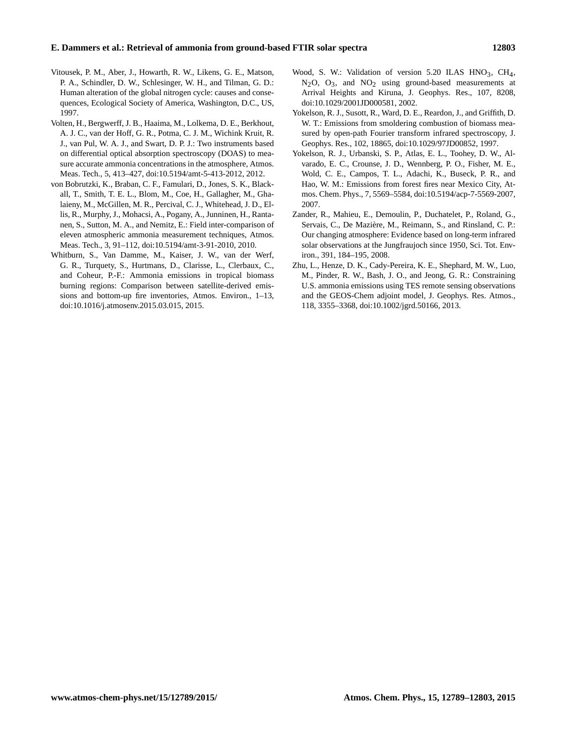Vitousek, P. M., Aber, J., Howarth, R. W., Likens, G. E., Matson, P. A., Schindler, D. W., Schlesinger, W. H., and Tilman, G. D.: Human alteration of the global nitrogen cycle: causes and consequences, Ecological Society of America, Washington, D.C., US, 1997.

Volten, H., Bergwerff, J. B., Haaima, M., Lolkema, D. E., Berkhout, A. J. C., van der Hoff, G. R., Potma, C. J. M., Wichink Kruit, R. J., van Pul, W. A. J., and Swart, D. P. J.: Two instruments based on differential optical absorption spectroscopy (DOAS) to measure accurate ammonia concentrations in the atmosphere, Atmos. Meas. Tech., 5, 413–427, doi:10.5194/amt-5-413-2012, 2012.

von Bobrutzki, K., Braban, C. F., Famulari, D., Jones, S. K., Blackall, T., Smith, T. E. L., Blom, M., Coe, H., Gallagher, M., Ghalaieny, M., McGillen, M. R., Percival, C. J., Whitehead, J. D., Ellis, R., Murphy, J., Mohacsi, A., Pogany, A., Junninen, H., Rantanen, S., Sutton, M. A., and Nemitz, E.: Field inter-comparison of eleven atmospheric ammonia measurement techniques, Atmos. Meas. Tech., 3, 91–112, doi:10.5194/amt-3-91-2010, 2010.

Whitburn, S., Van Damme, M., Kaiser, J. W., van der Werf, G. R., Turquety, S., Hurtmans, D., Clarisse, L., Clerbaux, C., and Coheur, P.-F.: Ammonia emissions in tropical biomass burning regions: Comparison between satellite-derived emissions and bottom-up fire inventories, Atmos. Environ., 1–13, doi:10.1016/j.atmosenv.2015.03.015, 2015.

Wood, S. W.: Validation of version 5.20 ILAS $HNO_3$, $CH_4$, $N_2O$, $O_3$, and $NO_2$ using ground-based measurements at Arrival Heights and Kiruna, J. Geophys. Res., 107, 8208, doi:10.1029/2001JD000581, 2002.

Yokelson, R. J., Susott, R., Ward, D. E., Reardon, J., and Griffith, D. W. T.: Emissions from smoldering combustion of biomass measured by open-path Fourier transform infrared spectroscopy, J. Geophys. Res., 102, 18865, doi:10.1029/97JD00852, 1997.

Yokelson, R. J., Urbanski, S. P., Atlas, E. L., Toohey, D. W., Alvarado, E. C., Crounse, J. D., Wennberg, P. O., Fisher, M. E., Wold, C. E., Campos, T. L., Adachi, K., Buseck, P. R., and Hao, W. M.: Emissions from forest fires near Mexico City, Atmos. Chem. Phys., 7, 5569–5584, doi:10.5194/acp-7-5569-2007, 2007.

Zander, R., Mahieu, E., Demoulin, P., Duchatelet, P., Roland, G., Servais, C., De Mazière, M., Reimann, S., and Rinsland, C. P.: Our changing atmosphere: Evidence based on long-term infrared solar observations at the Jungfraujoch since 1950, Sci. Tot. Environ., 391, 184–195, 2008.

Zhu, L., Henze, D. K., Cady-Pereira, K. E., Shephard, M. W., Luo, M., Pinder, R. W., Bash, J. O., and Jeong, G. R.: Constraining U.S. ammonia emissions using TES remote sensing observations and the GEOS-Chem adjoint model, J. Geophys. Res. Atmos., 118, 3355–3368, doi:10.1002/jgrd.50166, 2013.